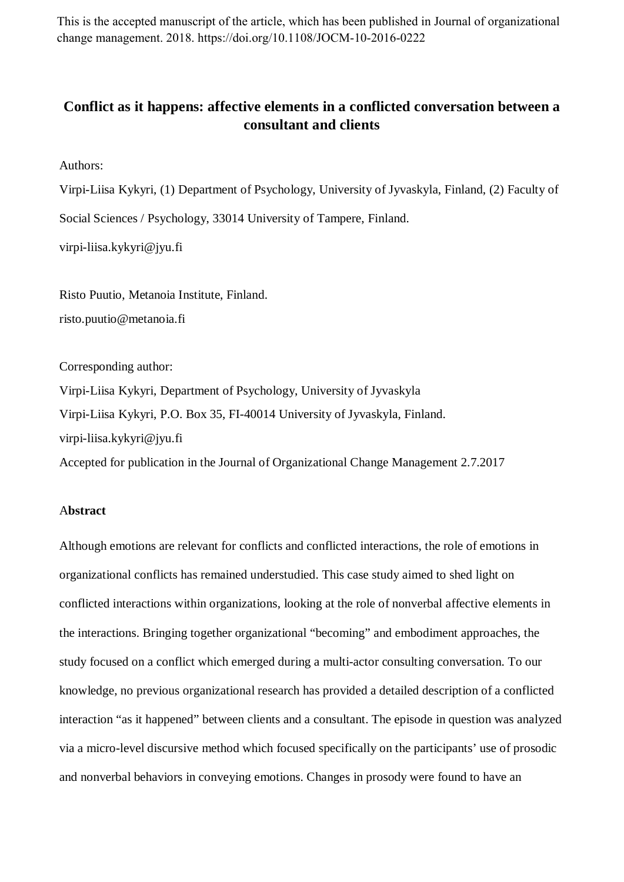This is the accepted manuscript of the article, which has been published in Journal of organizational change management. 2018. https://doi.org/10.1108/JOCM-10-2016-0222

# Conflict as it happens: affective elements in a conflicted conversation between a consultant and clients

Authors:

Virpi-Liisa Kykyri, (1) Department of Psychology, University of Jyvaskyla, Finland, (2) Faculty of Social Sciences / Psychology, 33014 University of Tampere, Finland.

virpi-liisa.kykyri@jyu.fi

Risto Puutio, Metanoia Institute, Finland.

risto.puutio@metanoia.fi

Corresponding author:

Virpi-Liisa Kykyri, Department of Psychology, University of Jyvaskyla

Virpi-Liisa Kykyri, P.O. Box 35, FI-40014 University of Jyvaskyla, Finland.

virpi-liisa.kykyri@jyu.fi

Accepted for publication in the Journal of Organizational Change Management 2.7.2017

## Abstract

Although emotions are relevant for conflicts and conflicted interactions, the role of emotions in organizational conflicts has remained understudied. This case study aimed to shed light on conflicted interactions within organizations, looking at the role of nonverbal affective elements in the interactions. Bringing together organizational "becoming" and embodiment approaches, the study focused on a conflict which emerged during a multi-actor consulting conversation. To our knowledge, no previous organizational research has provided a detailed description of a conflicted interaction "as it happened" between clients and a consultant. The episode in question was analyzed via a micro-level discursive method which focused specifically on the participants' use of prosodic and nonverbal behaviors in conveying emotions. Changes in prosody were found to have an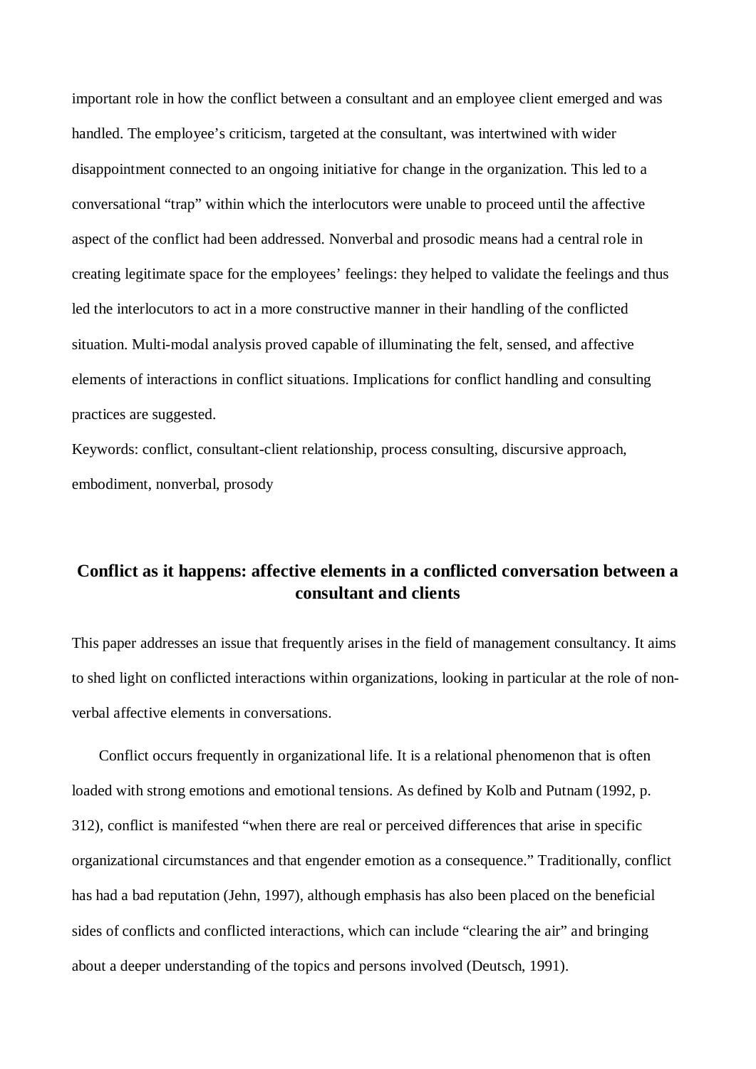important role in how the conflict between a consultant and an employee client emerged and was handled. The employee's criticism, targeted at the consultant, was intertwined with wider disappointment connected to an ongoing initiative for change in the organization. This led to a conversational "trap" within which the interlocutors were unable to proceed until the affective aspect of the conflict had been addressed. Nonverbal and prosodic means had a central role in creating legitimate space for the employees' feelings: they helped to validate the feelings and thus led the interlocutors to act in a more constructive manner in their handling of the conflicted situation. Multi-modal analysis proved capable of illuminating the felt, sensed, and affective elements of interactions in conflict situations. Implications for conflict handling and consulting practices are suggested.

Keywords: conflict, consultant-client relationship, process consulting, discursive approach, embodiment, nonverbal, prosody

## Conflict as it happens: affective elements in a conflicted conversation between a consultant and clients

This paper addresses an issue that frequently arises in the field of management consultancy. It aims to shed light on conflicted interactions within organizations, looking in particular at the role of non-verbal affective elements in conversations.

Conflict occurs frequently in organizational life. It is a relational phenomenon that is often loaded with strong emotions and emotional tensions. As defined by Kolb and Putnam (1992, p. 312), conflict is manifested "when there are real or perceived differences that arise in specific organizational circumstances and that engender emotion as a consequence." Traditionally, conflict has had a bad reputation (Jehn, 1997), although emphasis has also been placed on the beneficial sides of conflicts and conflicted interactions, which can include "clearing the air" and bringing about a deeper understanding of the topics and persons involved (Deutsch, 1991).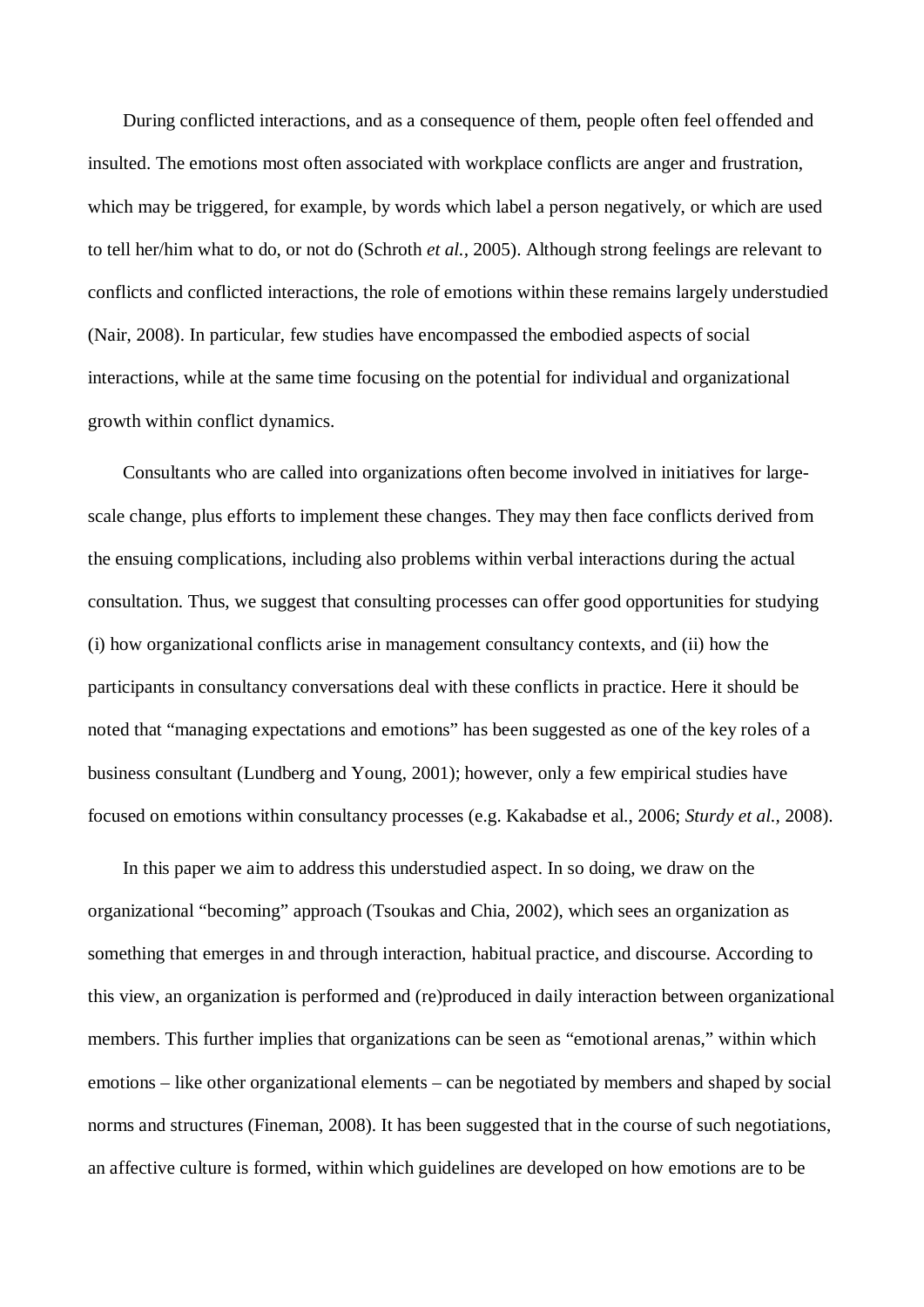During conflicted interactions, and as a consequence of them, people often feel offended and insulted. The emotions most often associated with workplace conflicts are anger and frustration, which may be triggered, for example, by words which label a person negatively, or which are used to tell her/him what to do, or not do (Schroth *et al.,* 2005). Although strong feelings are relevant to conflicts and conflicted interactions, the role of emotions within these remains largely understudied (Nair, 2008). In particular, few studies have encompassed the embodied aspects of social interactions, while at the same time focusing on the potential for individual and organizational growth within conflict dynamics.

Consultants who are called into organizations often become involved in initiatives for large-scale change, plus efforts to implement these changes. They may then face conflicts derived from the ensuing complications, including also problems within verbal interactions during the actual consultation. Thus, we suggest that consulting processes can offer good opportunities for studying (i) how organizational conflicts arise in management consultancy contexts, and (ii) how the participants in consultancy conversations deal with these conflicts in practice. Here it should be noted that "managing expectations and emotions" has been suggested as one of the key roles of a business consultant (Lundberg and Young, 2001); however, only a few empirical studies have focused on emotions within consultancy processes (e.g. Kakabadse et al., 2006; *Sturdy et al.,* 2008).

In this paper we aim to address this understudied aspect. In so doing, we draw on the organizational "becoming" approach (Tsoukas and Chia, 2002), which sees an organization as something that emerges in and through interaction, habitual practice, and discourse. According to this view, an organization is performed and (re)produced in daily interaction between organizational members. This further implies that organizations can be seen as "emotional arenas," within which emotions – like other organizational elements – can be negotiated by members and shaped by social norms and structures (Fineman, 2008). It has been suggested that in the course of such negotiations, an affective culture is formed, within which guidelines are developed on how emotions are to be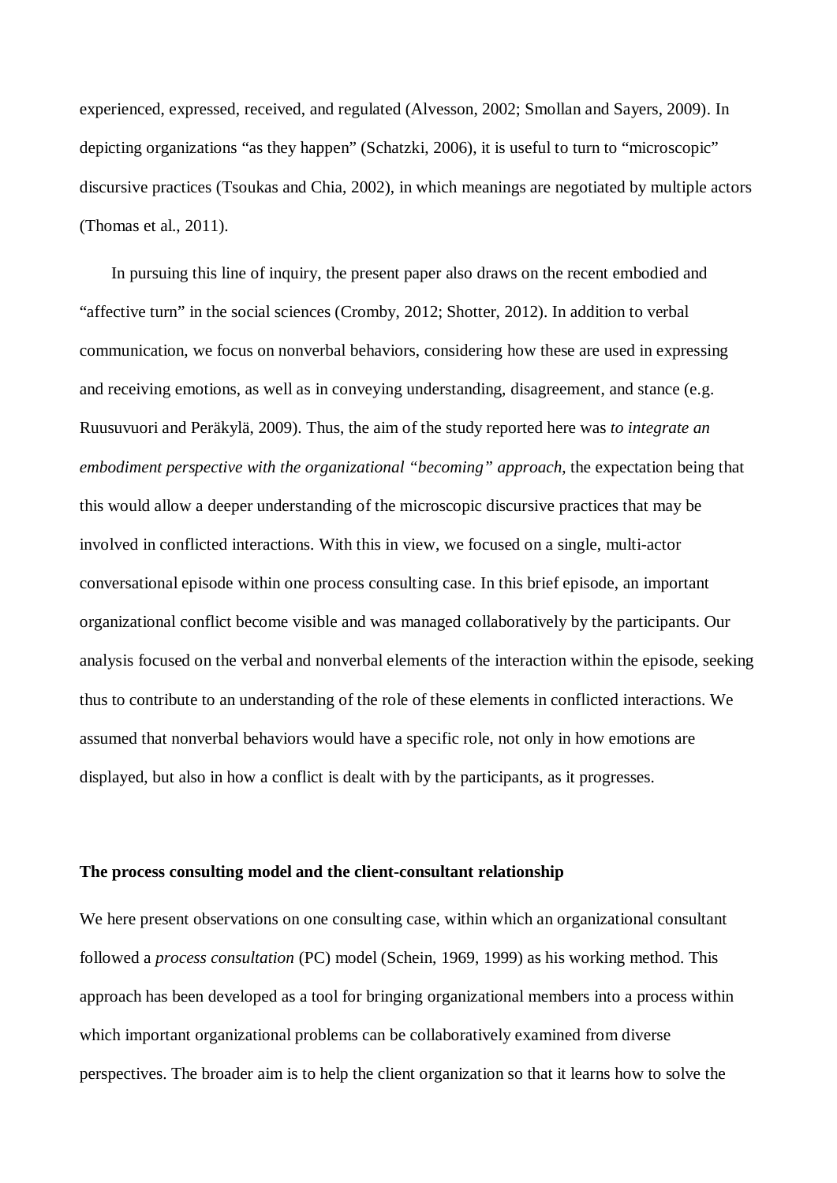experienced, expressed, received, and regulated (Alvesson, 2002; Smollan and Sayers, 2009). In depicting organizations "as they happen" (Schatzki, 2006), it is useful to turn to "microscopic" discursive practices (Tsoukas and Chia, 2002), in which meanings are negotiated by multiple actors (Thomas et al., 2011).

In pursuing this line of inquiry, the present paper also draws on the recent embodied and "affective turn" in the social sciences (Cromby, 2012; Shotter, 2012). In addition to verbal communication, we focus on nonverbal behaviors, considering how these are used in expressing and receiving emotions, as well as in conveying understanding, disagreement, and stance (e.g. Ruusuvuori and Peräkylä, 2009). Thus, the aim of the study reported here was *to integrate an embodiment perspective with the organizational "becoming" approach*, the expectation being that this would allow a deeper understanding of the microscopic discursive practices that may be involved in conflicted interactions. With this in view, we focused on a single, multi-actor conversational episode within one process consulting case. In this brief episode, an important organizational conflict become visible and was managed collaboratively by the participants. Our analysis focused on the verbal and nonverbal elements of the interaction within the episode, seeking thus to contribute to an understanding of the role of these elements in conflicted interactions. We assumed that nonverbal behaviors would have a specific role, not only in how emotions are displayed, but also in how a conflict is dealt with by the participants, as it progresses.

## The process consulting model and the client-consultant relationship

We here present observations on one consulting case, within which an organizational consultant followed a *process consultation* (PC) model (Schein, 1969, 1999) as his working method. This approach has been developed as a tool for bringing organizational members into a process within which important organizational problems can be collaboratively examined from diverse perspectives. The broader aim is to help the client organization so that it learns how to solve the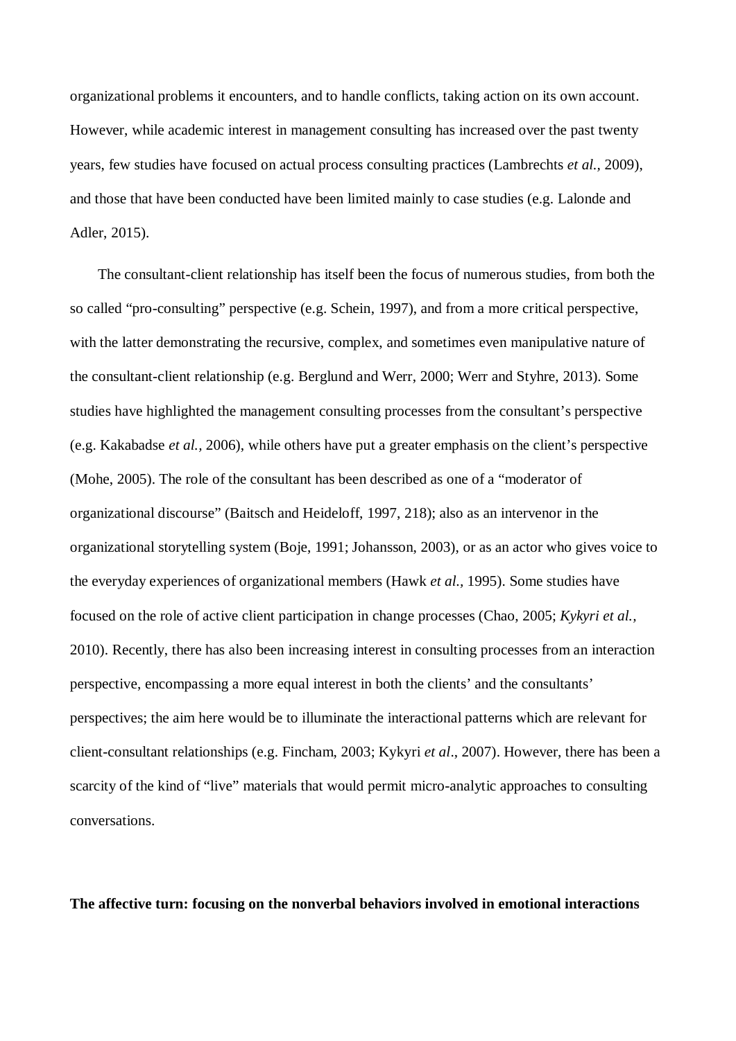organizational problems it encounters, and to handle conflicts, taking action on its own account. However, while academic interest in management consulting has increased over the past twenty years, few studies have focused on actual process consulting practices (Lambrechts *et al.*, 2009), and those that have been conducted have been limited mainly to case studies (e.g. Lalonde and Adler, 2015).

The consultant-client relationship has itself been the focus of numerous studies, from both the so called "pro-consulting" perspective (e.g. Schein, 1997), and from a more critical perspective, with the latter demonstrating the recursive, complex, and sometimes even manipulative nature of the consultant-client relationship (e.g. Berglund and Werr, 2000; Werr and Styhre, 2013). Some studies have highlighted the management consulting processes from the consultant's perspective (e.g. Kakabadse *et al.,* 2006), while others have put a greater emphasis on the client's perspective (Mohe, 2005). The role of the consultant has been described as one of a "moderator of organizational discourse" (Baitsch and Heideloff, 1997, 218); also as an intervenor in the organizational storytelling system (Boje, 1991; Johansson, 2003), or as an actor who gives voice to the everyday experiences of organizational members (Hawk *et al.,* 1995). Some studies have focused on the role of active client participation in change processes (Chao, 2005; *Kykyri et al.*, 2010). Recently, there has also been increasing interest in consulting processes from an interaction perspective, encompassing a more equal interest in both the clients' and the consultants' perspectives; the aim here would be to illuminate the interactional patterns which are relevant for client-consultant relationships (e.g. Fincham, 2003; Kykyri *et al*., 2007). However, there has been a scarcity of the kind of "live" materials that would permit micro-analytic approaches to consulting conversations.

**The affective turn: focusing on the nonverbal behaviors involved in emotional interactions**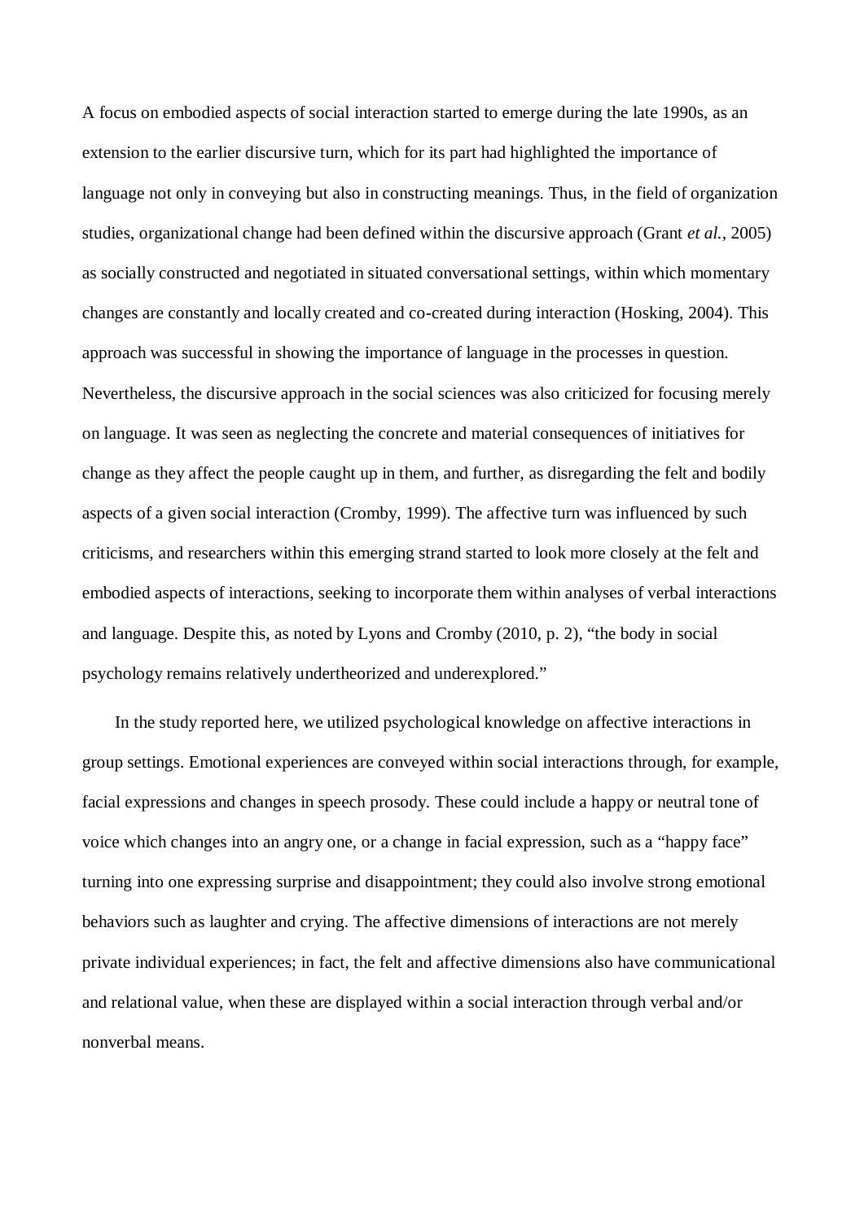A focus on embodied aspects of social interaction started to emerge during the late 1990s, as an extension to the earlier discursive turn, which for its part had highlighted the importance of language not only in conveying but also in constructing meanings. Thus, in the field of organization studies, organizational change had been defined within the discursive approach (Grant *et al.*, 2005) as socially constructed and negotiated in situated conversational settings, within which momentary changes are constantly and locally created and co-created during interaction (Hosking, 2004). This approach was successful in showing the importance of language in the processes in question. Nevertheless, the discursive approach in the social sciences was also criticized for focusing merely on language. It was seen as neglecting the concrete and material consequences of initiatives for change as they affect the people caught up in them, and further, as disregarding the felt and bodily aspects of a given social interaction (Cromby, 1999). The affective turn was influenced by such criticisms, and researchers within this emerging strand started to look more closely at the felt and embodied aspects of interactions, seeking to incorporate them within analyses of verbal interactions and language. Despite this, as noted by Lyons and Cromby (2010, p. 2), "the body in social psychology remains relatively undertheorized and underexplored."

In the study reported here, we utilized psychological knowledge on affective interactions in group settings. Emotional experiences are conveyed within social interactions through, for example, facial expressions and changes in speech prosody. These could include a happy or neutral tone of voice which changes into an angry one, or a change in facial expression, such as a "happy face" turning into one expressing surprise and disappointment; they could also involve strong emotional behaviors such as laughter and crying. The affective dimensions of interactions are not merely private individual experiences; in fact, the felt and affective dimensions also have communicational and relational value, when these are displayed within a social interaction through verbal and/or nonverbal means.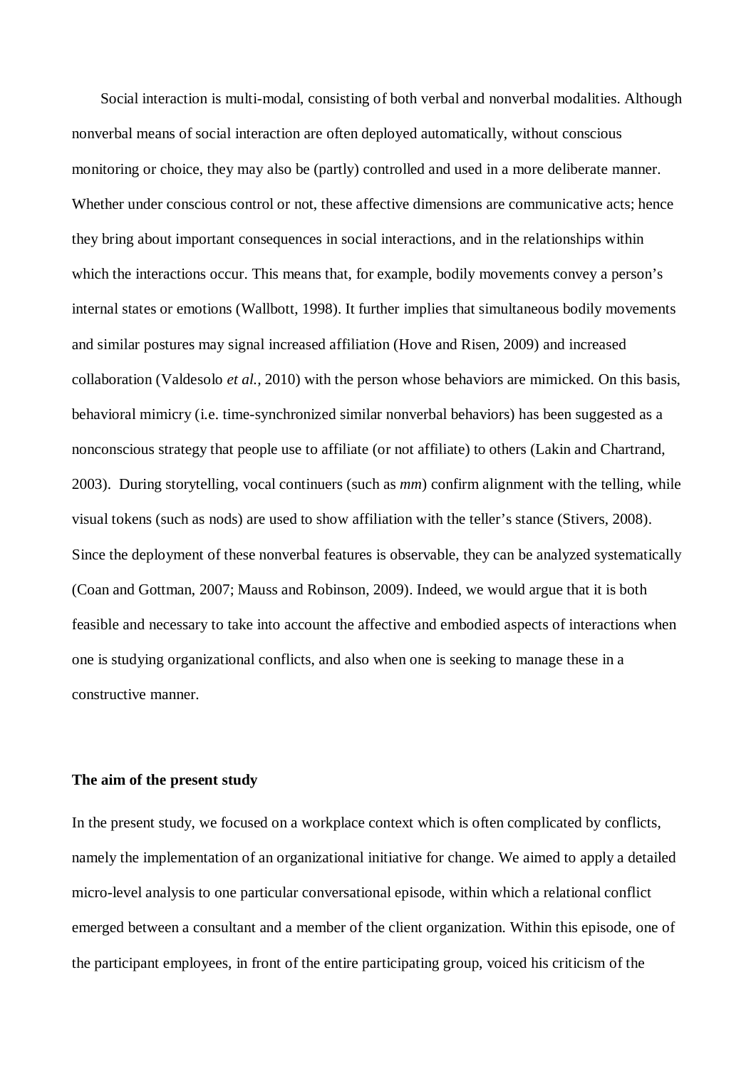Social interaction is multi-modal, consisting of both verbal and nonverbal modalities. Although nonverbal means of social interaction are often deployed automatically, without conscious monitoring or choice, they may also be (partly) controlled and used in a more deliberate manner. Whether under conscious control or not, these affective dimensions are communicative acts; hence they bring about important consequences in social interactions, and in the relationships within which the interactions occur. This means that, for example, bodily movements convey a person's internal states or emotions (Wallbott, 1998). It further implies that simultaneous bodily movements and similar postures may signal increased affiliation (Hove and Risen, 2009) and increased collaboration (Valdesolo *et al.*, 2010) with the person whose behaviors are mimicked. On this basis, behavioral mimicry (i.e. time-synchronized similar nonverbal behaviors) has been suggested as a nonconscious strategy that people use to affiliate (or not affiliate) to others (Lakin and Chartrand, 2003). During storytelling, vocal continuers (such as *mm*) confirm alignment with the telling, while visual tokens (such as nods) are used to show affiliation with the teller's stance (Stivers, 2008). Since the deployment of these nonverbal features is observable, they can be analyzed systematically (Coan and Gottman, 2007; Mauss and Robinson, 2009). Indeed, we would argue that it is both feasible and necessary to take into account the affective and embodied aspects of interactions when one is studying organizational conflicts, and also when one is seeking to manage these in a constructive manner.

**The aim of the present study**

In the present study, we focused on a workplace context which is often complicated by conflicts, namely the implementation of an organizational initiative for change. We aimed to apply a detailed micro-level analysis to one particular conversational episode, within which a relational conflict emerged between a consultant and a member of the client organization. Within this episode, one of the participant employees, in front of the entire participating group, voiced his criticism of the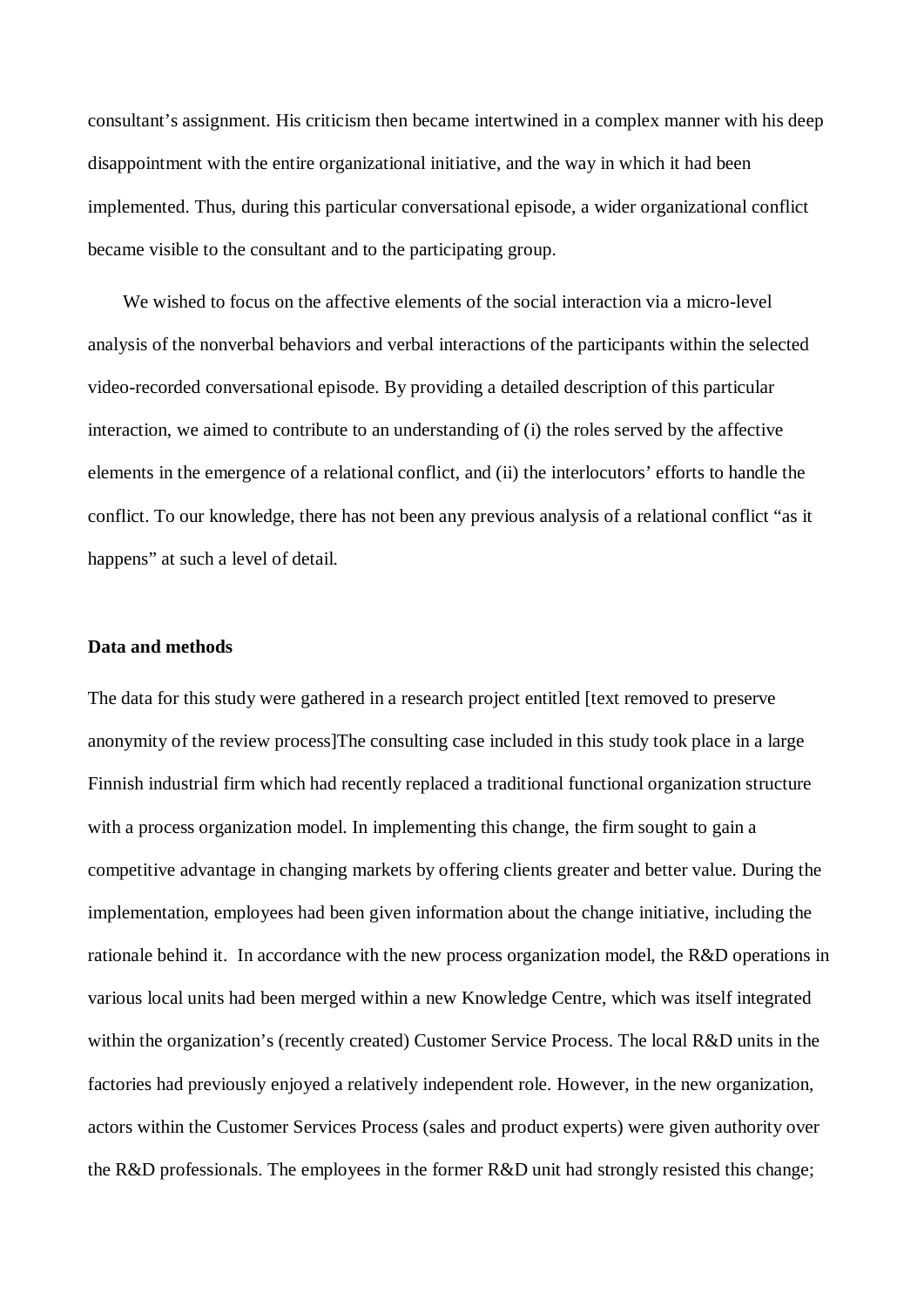consultant's assignment. His criticism then became intertwined in a complex manner with his deep disappointment with the entire organizational initiative, and the way in which it had been implemented. Thus, during this particular conversational episode, a wider organizational conflict became visible to the consultant and to the participating group.

We wished to focus on the affective elements of the social interaction via a micro-level analysis of the nonverbal behaviors and verbal interactions of the participants within the selected video-recorded conversational episode. By providing a detailed description of this particular interaction, we aimed to contribute to an understanding of (i) the roles served by the affective elements in the emergence of a relational conflict, and (ii) the interlocutors' efforts to handle the conflict. To our knowledge, there has not been any previous analysis of a relational conflict "as it happens" at such a level of detail.

**Data and methods**

The data for this study were gathered in a research project entitled [text removed to preserve anonymity of the review process]The consulting case included in this study took place in a large Finnish industrial firm which had recently replaced a traditional functional organization structure with a process organization model. In implementing this change, the firm sought to gain a competitive advantage in changing markets by offering clients greater and better value. During the implementation, employees had been given information about the change initiative, including the rationale behind it. In accordance with the new process organization model, the R&D operations in various local units had been merged within a new Knowledge Centre, which was itself integrated within the organization's (recently created) Customer Service Process. The local R&D units in the factories had previously enjoyed a relatively independent role. However, in the new organization, actors within the Customer Services Process (sales and product experts) were given authority over the R&D professionals. The employees in the former R&D unit had strongly resisted this change;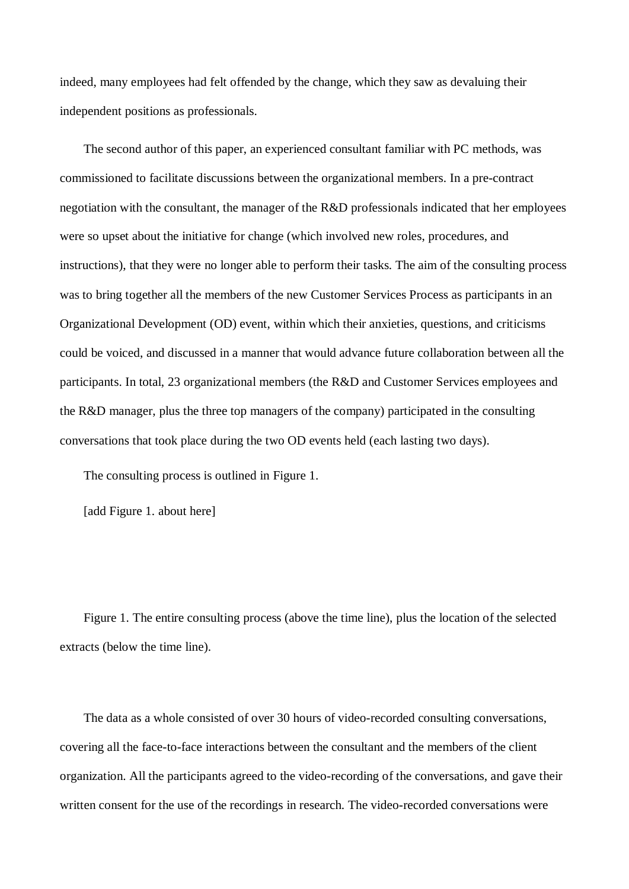indeed, many employees had felt offended by the change, which they saw as devaluing their independent positions as professionals.

The second author of this paper, an experienced consultant familiar with PC methods, was commissioned to facilitate discussions between the organizational members. In a pre-contract negotiation with the consultant, the manager of the R&D professionals indicated that her employees were so upset about the initiative for change (which involved new roles, procedures, and instructions), that they were no longer able to perform their tasks. The aim of the consulting process was to bring together all the members of the new Customer Services Process as participants in an Organizational Development (OD) event, within which their anxieties, questions, and criticisms could be voiced, and discussed in a manner that would advance future collaboration between all the participants. In total, 23 organizational members (the R&D and Customer Services employees and the R&D manager, plus the three top managers of the company) participated in the consulting conversations that took place during the two OD events held (each lasting two days).

The consulting process is outlined in Figure 1.

[add Figure 1. about here]

Figure 1. The entire consulting process (above the time line), plus the location of the selected extracts (below the time line).

The data as a whole consisted of over 30 hours of video-recorded consulting conversations, covering all the face-to-face interactions between the consultant and the members of the client organization. All the participants agreed to the video-recording of the conversations, and gave their written consent for the use of the recordings in research. The video-recorded conversations were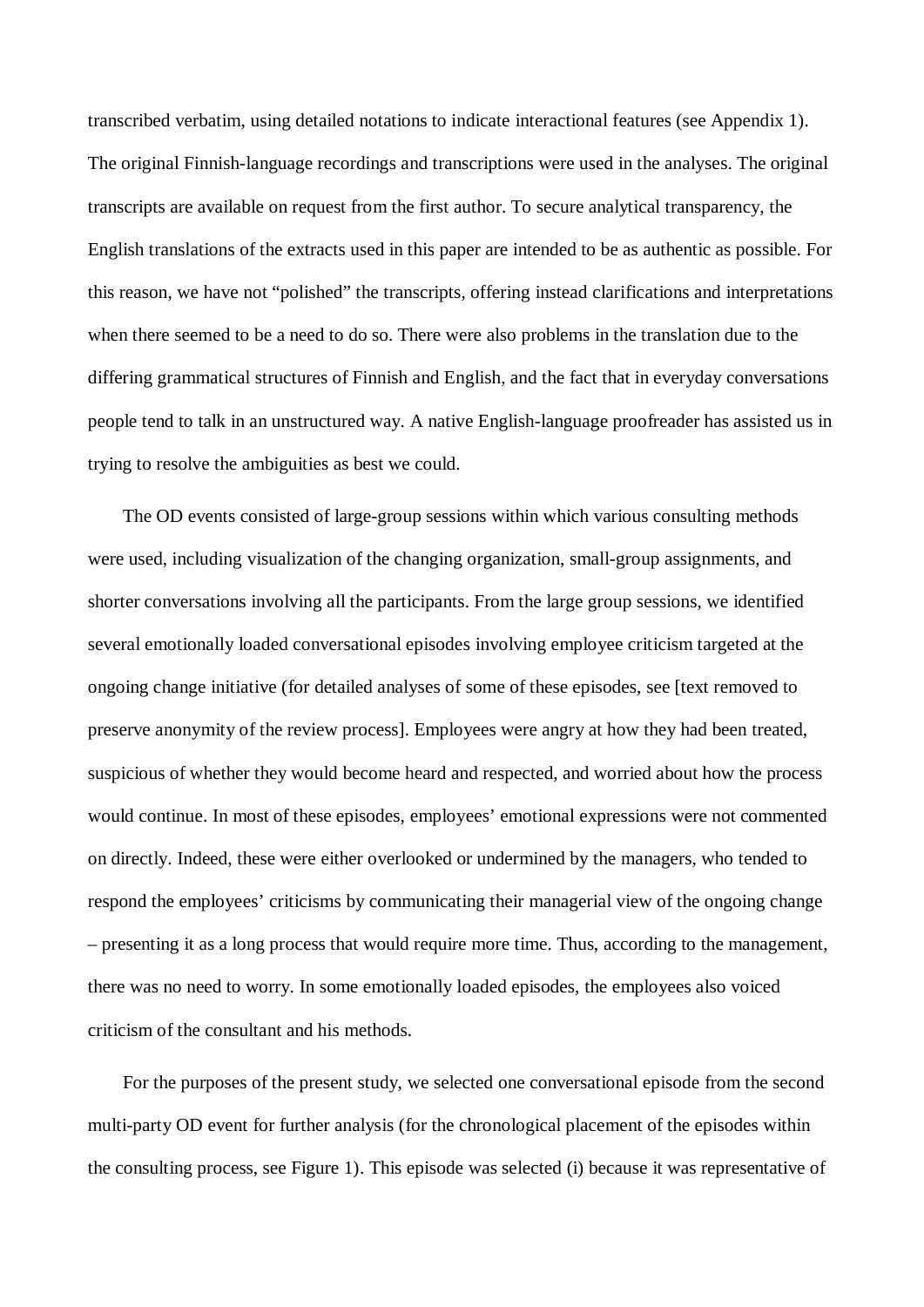transcribed verbatim, using detailed notations to indicate interactional features (see Appendix 1). The original Finnish-language recordings and transcriptions were used in the analyses. The original transcripts are available on request from the first author. To secure analytical transparency, the English translations of the extracts used in this paper are intended to be as authentic as possible. For this reason, we have not "polished" the transcripts, offering instead clarifications and interpretations when there seemed to be a need to do so. There were also problems in the translation due to the differing grammatical structures of Finnish and English, and the fact that in everyday conversations people tend to talk in an unstructured way. A native English-language proofreader has assisted us in trying to resolve the ambiguities as best we could.

The OD events consisted of large-group sessions within which various consulting methods were used, including visualization of the changing organization, small-group assignments, and shorter conversations involving all the participants. From the large group sessions, we identified several emotionally loaded conversational episodes involving employee criticism targeted at the ongoing change initiative (for detailed analyses of some of these episodes, see [text removed to preserve anonymity of the review process]. Employees were angry at how they had been treated, suspicious of whether they would become heard and respected, and worried about how the process would continue. In most of these episodes, employees' emotional expressions were not commented on directly. Indeed, these were either overlooked or undermined by the managers, who tended to respond the employees' criticisms by communicating their managerial view of the ongoing change – presenting it as a long process that would require more time. Thus, according to the management, there was no need to worry. In some emotionally loaded episodes, the employees also voiced criticism of the consultant and his methods.

For the purposes of the present study, we selected one conversational episode from the second multi-party OD event for further analysis (for the chronological placement of the episodes within the consulting process, see Figure 1). This episode was selected (i) because it was representative of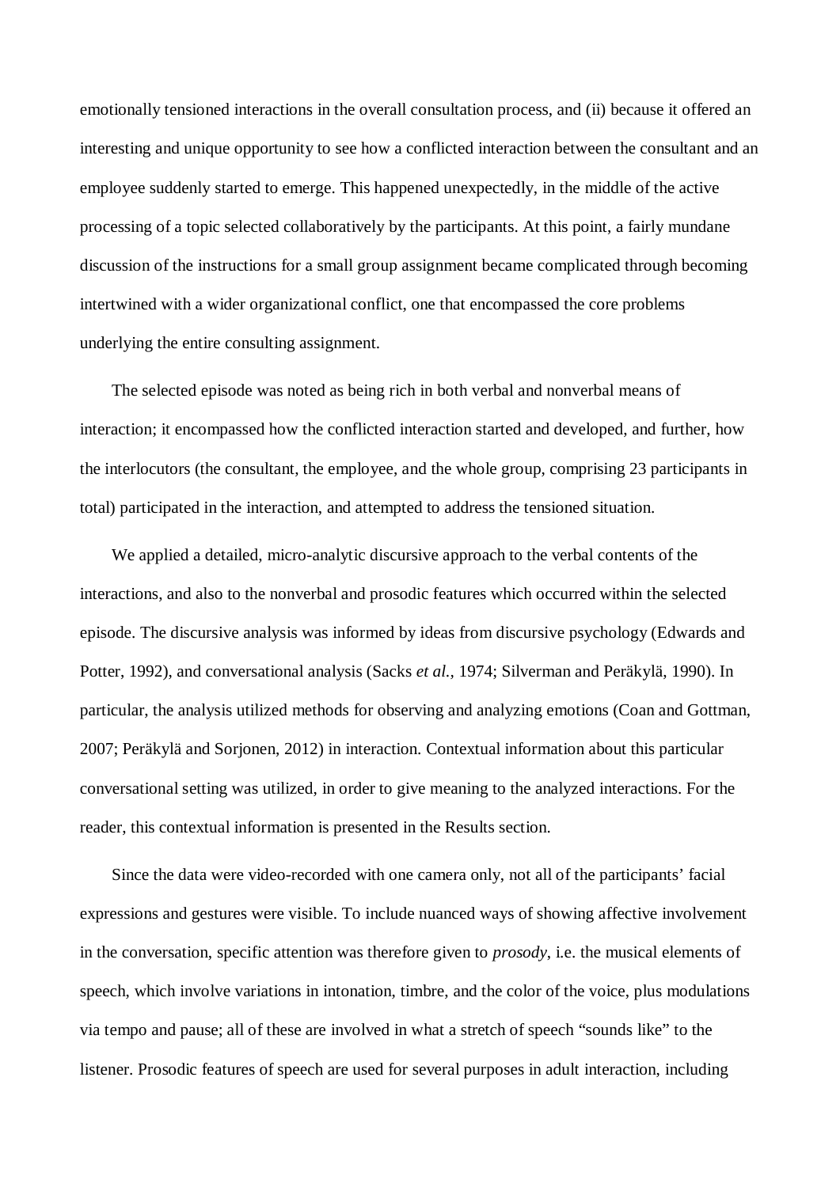emotionally tensioned interactions in the overall consultation process, and (ii) because it offered an interesting and unique opportunity to see how a conflicted interaction between the consultant and an employee suddenly started to emerge. This happened unexpectedly, in the middle of the active processing of a topic selected collaboratively by the participants. At this point, a fairly mundane discussion of the instructions for a small group assignment became complicated through becoming intertwined with a wider organizational conflict, one that encompassed the core problems underlying the entire consulting assignment.

The selected episode was noted as being rich in both verbal and nonverbal means of interaction; it encompassed how the conflicted interaction started and developed, and further, how the interlocutors (the consultant, the employee, and the whole group, comprising 23 participants in total) participated in the interaction, and attempted to address the tensioned situation.

We applied a detailed, micro-analytic discursive approach to the verbal contents of the interactions, and also to the nonverbal and prosodic features which occurred within the selected episode. The discursive analysis was informed by ideas from discursive psychology (Edwards and Potter, 1992), and conversational analysis (Sacks *et al.*, 1974; Silverman and Peräkylä, 1990). In particular, the analysis utilized methods for observing and analyzing emotions (Coan and Gottman, 2007; Peräkylä and Sorjonen, 2012) in interaction. Contextual information about this particular conversational setting was utilized, in order to give meaning to the analyzed interactions. For the reader, this contextual information is presented in the Results section.

Since the data were video-recorded with one camera only, not all of the participants' facial expressions and gestures were visible. To include nuanced ways of showing affective involvement in the conversation, specific attention was therefore given to *prosody*, i.e. the musical elements of speech, which involve variations in intonation, timbre, and the color of the voice, plus modulations via tempo and pause; all of these are involved in what a stretch of speech "sounds like" to the listener. Prosodic features of speech are used for several purposes in adult interaction, including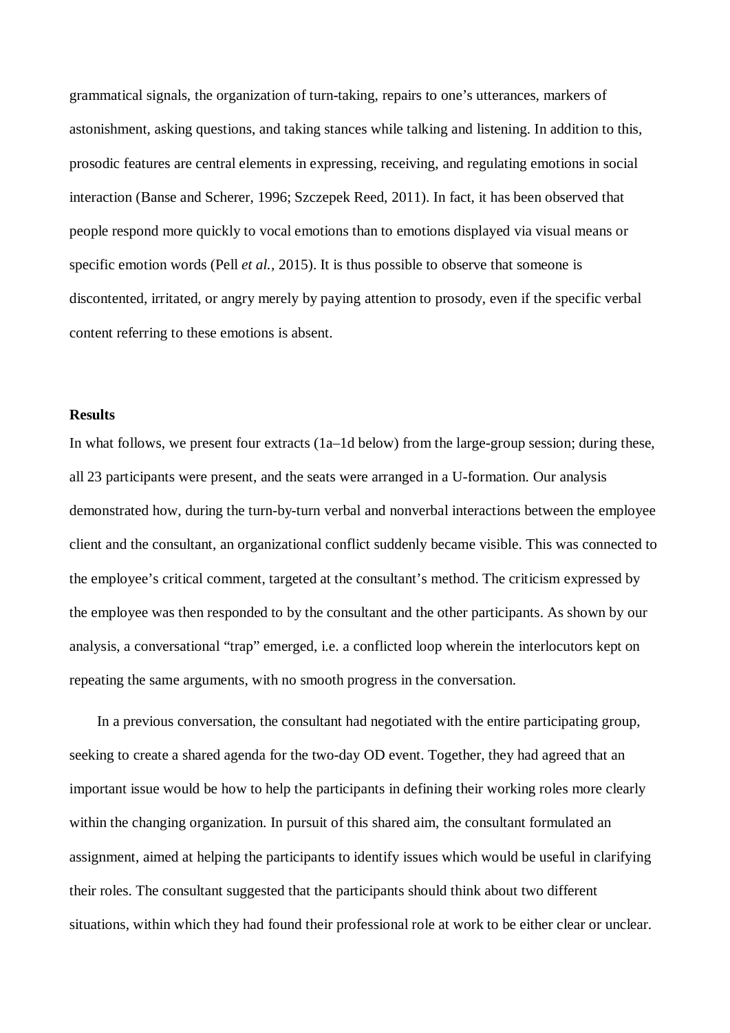grammatical signals, the organization of turn-taking, repairs to one's utterances, markers of astonishment, asking questions, and taking stances while talking and listening. In addition to this, prosodic features are central elements in expressing, receiving, and regulating emotions in social interaction (Banse and Scherer, 1996; Szczepek Reed, 2011). In fact, it has been observed that people respond more quickly to vocal emotions than to emotions displayed via visual means or specific emotion words (Pell *et al.*, 2015). It is thus possible to observe that someone is discontented, irritated, or angry merely by paying attention to prosody, even if the specific verbal content referring to these emotions is absent.

**Results**

In what follows, we present four extracts (1a–1d below) from the large-group session; during these, all 23 participants were present, and the seats were arranged in a U-formation. Our analysis demonstrated how, during the turn-by-turn verbal and nonverbal interactions between the employee client and the consultant, an organizational conflict suddenly became visible. This was connected to the employee's critical comment, targeted at the consultant's method. The criticism expressed by the employee was then responded to by the consultant and the other participants. As shown by our analysis, a conversational "trap" emerged, i.e. a conflicted loop wherein the interlocutors kept on repeating the same arguments, with no smooth progress in the conversation.

In a previous conversation, the consultant had negotiated with the entire participating group, seeking to create a shared agenda for the two-day OD event. Together, they had agreed that an important issue would be how to help the participants in defining their working roles more clearly within the changing organization. In pursuit of this shared aim, the consultant formulated an assignment, aimed at helping the participants to identify issues which would be useful in clarifying their roles. The consultant suggested that the participants should think about two different situations, within which they had found their professional role at work to be either clear or unclear.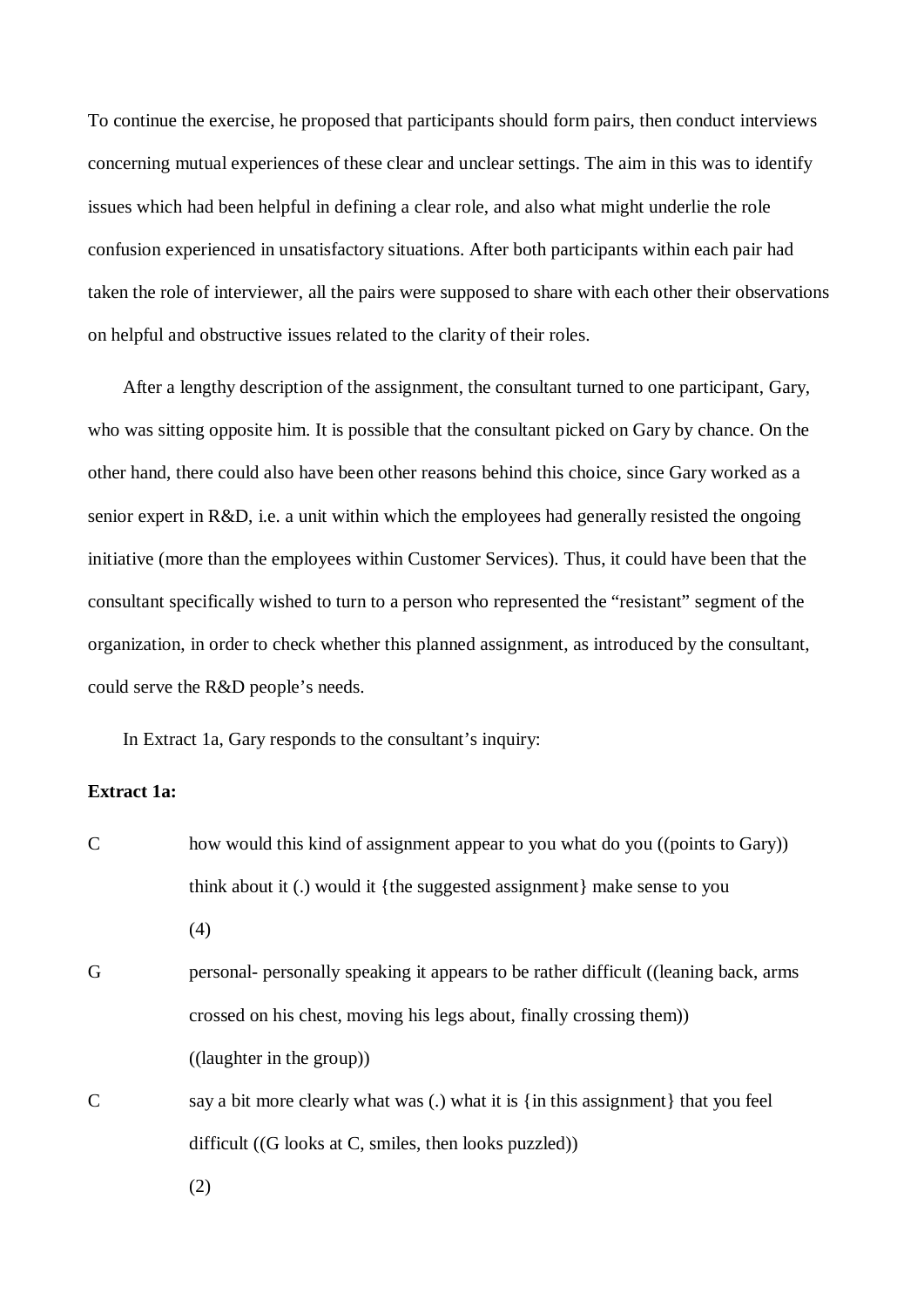To continue the exercise, he proposed that participants should form pairs, then conduct interviews concerning mutual experiences of these clear and unclear settings. The aim in this was to identify issues which had been helpful in defining a clear role, and also what might underlie the role confusion experienced in unsatisfactory situations. After both participants within each pair had taken the role of interviewer, all the pairs were supposed to share with each other their observations on helpful and obstructive issues related to the clarity of their roles.

After a lengthy description of the assignment, the consultant turned to one participant, Gary, who was sitting opposite him. It is possible that the consultant picked on Gary by chance. On the other hand, there could also have been other reasons behind this choice, since Gary worked as a senior expert in R&D, i.e. a unit within which the employees had generally resisted the ongoing initiative (more than the employees within Customer Services). Thus, it could have been that the consultant specifically wished to turn to a person who represented the "resistant" segment of the organization, in order to check whether this planned assignment, as introduced by the consultant, could serve the R&D people's needs.

In Extract 1a, Gary responds to the consultant's inquiry:

**Extract 1a:**

C how would this kind of assignment appear to you what do you ((points to Gary)) think about it (.) would it {the suggested assignment} make sense to you

(4)

G personal- personally speaking it appears to be rather difficult ((leaning back, arms crossed on his chest, moving his legs about, finally crossing them))

((laughter in the group))

C say a bit more clearly what was (.) what it is {in this assignment} that you feel difficult ((G looks at C, smiles, then looks puzzled))

(2)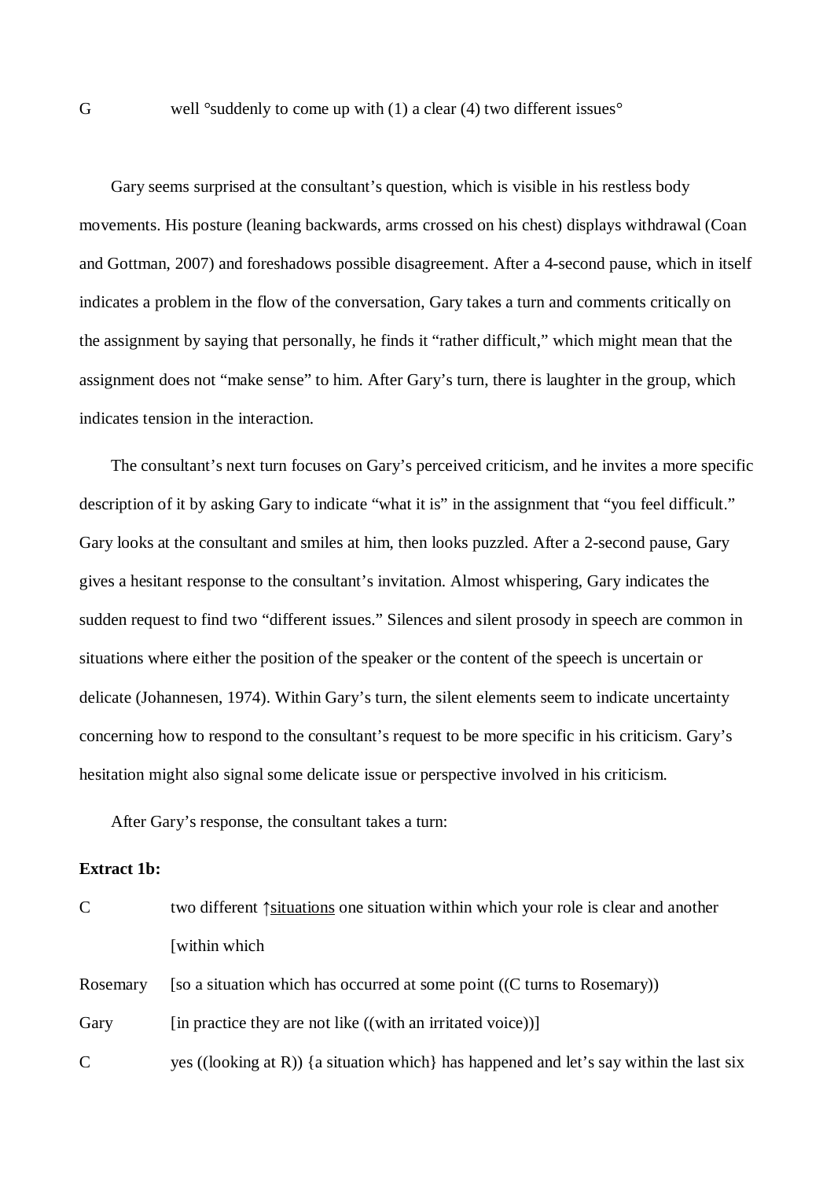G well °suddenly to come up with (1) a clear (4) two different issues°

Gary seems surprised at the consultant's question, which is visible in his restless body movements. His posture (leaning backwards, arms crossed on his chest) displays withdrawal (Coan and Gottman, 2007) and foreshadows possible disagreement. After a 4-second pause, which in itself indicates a problem in the flow of the conversation, Gary takes a turn and comments critically on the assignment by saying that personally, he finds it "rather difficult," which might mean that the assignment does not "make sense" to him. After Gary's turn, there is laughter in the group, which indicates tension in the interaction.

The consultant's next turn focuses on Gary's perceived criticism, and he invites a more specific description of it by asking Gary to indicate "what it is" in the assignment that "you feel difficult." Gary looks at the consultant and smiles at him, then looks puzzled. After a 2-second pause, Gary gives a hesitant response to the consultant's invitation. Almost whispering, Gary indicates the sudden request to find two "different issues." Silences and silent prosody in speech are common in situations where either the position of the speaker or the content of the speech is uncertain or delicate (Johannesen, 1974). Within Gary's turn, the silent elements seem to indicate uncertainty concerning how to respond to the consultant's request to be more specific in his criticism. Gary's hesitation might also signal some delicate issue or perspective involved in his criticism.

After Gary's response, the consultant takes a turn:

**Extract 1b:**

C two different ↑<u>situations</u> one situation within which your role is clear and another [within which

Rosemary [so a situation which has occurred at some point ((C turns to Rosemary))

Gary [in practice they are not like ((with an irritated voice))]

C yes ((looking at R)) {a situation which} has happened and let's say within the last six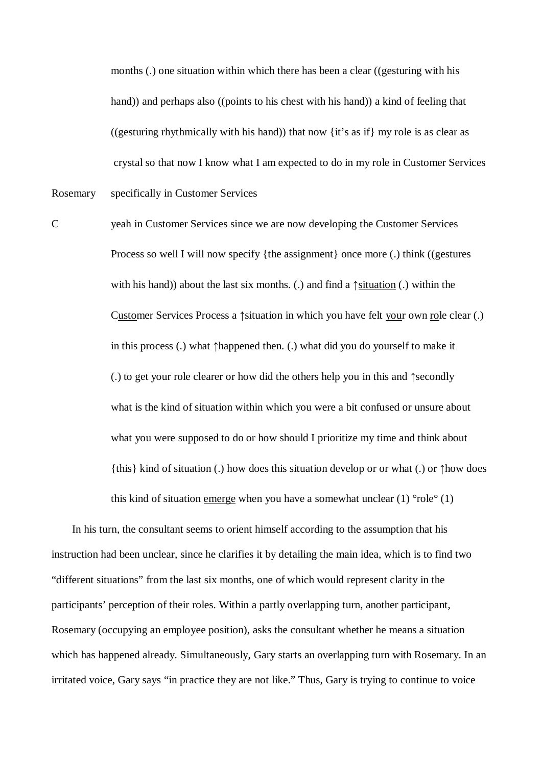months (.) one situation within which there has been a clear ((gesturing with his hand)) and perhaps also ((points to his chest with his hand)) a kind of feeling that ((gesturing rhythmically with his hand)) that now {it's as if} my role is as clear as crystal so that now I know what I am expected to do in my role in Customer Services

Rosemary specifically in Customer Services

C yeah in Customer Services since we are now developing the Customer Services Process so well I will now specify {the assignment} once more (.) think ((gestures with his hand)) about the last six months. (.) and find a ↑<u>situation</u> (.) within the C<u>usto</u>mer Services Process a ↑situation in which you have felt <u>you</u>r own <u>ro</u>le clear (.) in this process (.) what ↑happened then. (.) what did you do yourself to make it (.) to get your role clearer or how did the others help you in this and ↑secondly what is the kind of situation within which you were a bit confused or unsure about what you were supposed to do or how should I prioritize my time and think about {this} kind of situation (.) how does this situation develop or or what (.) or ↑how does this kind of situation <u>emerge</u> when you have a somewhat unclear (1) °role° (1)

In his turn, the consultant seems to orient himself according to the assumption that his instruction had been unclear, since he clarifies it by detailing the main idea, which is to find two "different situations" from the last six months, one of which would represent clarity in the participants' perception of their roles. Within a partly overlapping turn, another participant, Rosemary (occupying an employee position), asks the consultant whether he means a situation which has happened already. Simultaneously, Gary starts an overlapping turn with Rosemary. In an irritated voice, Gary says "in practice they are not like." Thus, Gary is trying to continue to voice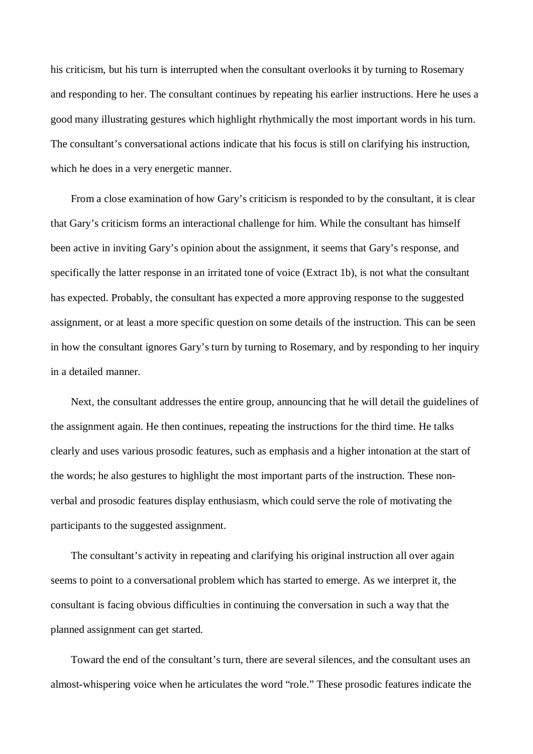his criticism, but his turn is interrupted when the consultant overlooks it by turning to Rosemary and responding to her. The consultant continues by repeating his earlier instructions. Here he uses a good many illustrating gestures which highlight rhythmically the most important words in his turn. The consultant's conversational actions indicate that his focus is still on clarifying his instruction, which he does in a very energetic manner.

From a close examination of how Gary's criticism is responded to by the consultant, it is clear that Gary's criticism forms an interactional challenge for him. While the consultant has himself been active in inviting Gary's opinion about the assignment, it seems that Gary's response, and specifically the latter response in an irritated tone of voice (Extract 1b), is not what the consultant has expected. Probably, the consultant has expected a more approving response to the suggested assignment, or at least a more specific question on some details of the instruction. This can be seen in how the consultant ignores Gary's turn by turning to Rosemary, and by responding to her inquiry in a detailed manner.

Next, the consultant addresses the entire group, announcing that he will detail the guidelines of the assignment again. He then continues, repeating the instructions for the third time. He talks clearly and uses various prosodic features, such as emphasis and a higher intonation at the start of the words; he also gestures to highlight the most important parts of the instruction. These non-verbal and prosodic features display enthusiasm, which could serve the role of motivating the participants to the suggested assignment.

The consultant's activity in repeating and clarifying his original instruction all over again seems to point to a conversational problem which has started to emerge. As we interpret it, the consultant is facing obvious difficulties in continuing the conversation in such a way that the planned assignment can get started.

Toward the end of the consultant's turn, there are several silences, and the consultant uses an almost-whispering voice when he articulates the word "role." These prosodic features indicate the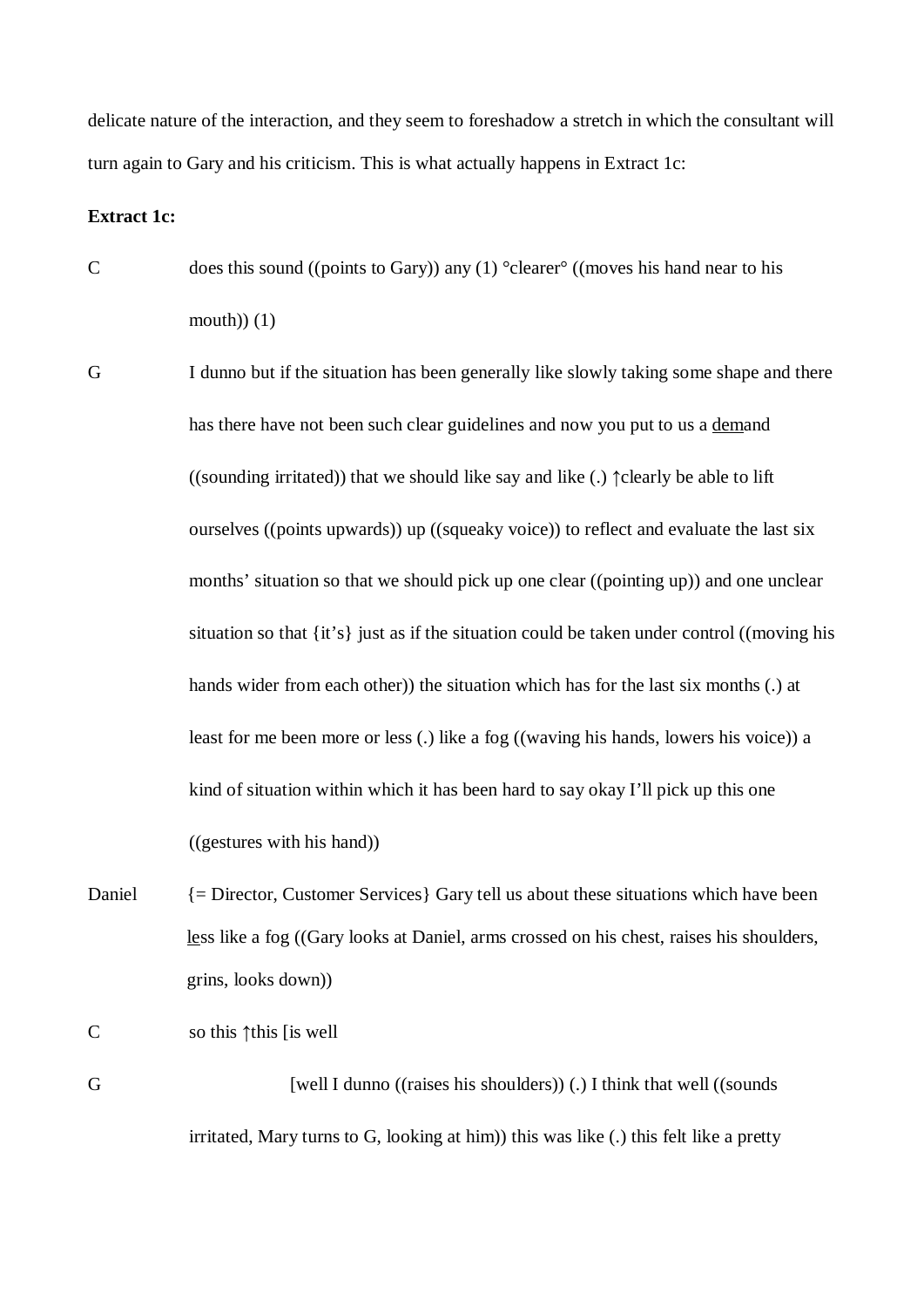delicate nature of the interaction, and they seem to foreshadow a stretch in which the consultant will turn again to Gary and his criticism. This is what actually happens in Extract 1c:

**Extract 1c:**

C does this sound ((points to Gary)) any (1) °clearer° ((moves his hand near to his mouth)) (1)

G I dunno but if the situation has been generally like slowly taking some shape and there has there have not been such clear guidelines and now you put to us a <u>dem</u>and ((sounding irritated)) that we should like say and like (.) ↑clearly be able to lift ourselves ((points upwards)) up ((squeaky voice)) to reflect and evaluate the last six months' situation so that we should pick up one clear ((pointing up)) and one unclear situation so that {it's} just as if the situation could be taken under control ((moving his hands wider from each other)) the situation which has for the last six months (.) at least for me been more or less (.) like a fog ((waving his hands, lowers his voice)) a kind of situation within which it has been hard to say okay I'll pick up this one ((gestures with his hand))

Daniel {= Director, Customer Services} Gary tell us about these situations which have been <u>le</u>ss like a fog ((Gary looks at Daniel, arms crossed on his chest, raises his shoulders, grins, looks down))

C so this ↑this [is well

G [well I dunno ((raises his shoulders)) (.) I think that well ((sounds irritated, Mary turns to G, looking at him)) this was like (.) this felt like a pretty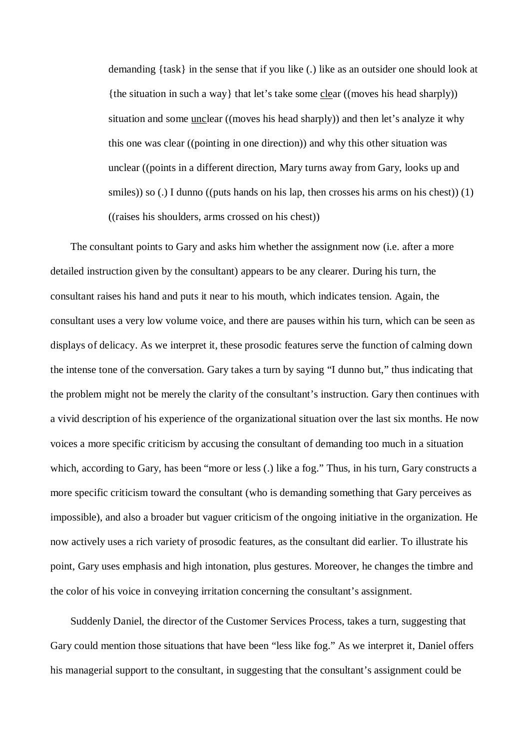> demanding {task} in the sense that if you like (.) like as an outsider one should look at {the situation in such a way} that let's take some <u>cle</u>ar ((moves his head sharply)) situation and some <u>unc</u>lear ((moves his head sharply)) and then let's analyze it why this one was clear ((pointing in one direction)) and why this other situation was unclear ((points in a different direction, Mary turns away from Gary, looks up and smiles)) so (.) I dunno ((puts hands on his lap, then crosses his arms on his chest)) (1) ((raises his shoulders, arms crossed on his chest))

The consultant points to Gary and asks him whether the assignment now (i.e. after a more detailed instruction given by the consultant) appears to be any clearer. During his turn, the consultant raises his hand and puts it near to his mouth, which indicates tension. Again, the consultant uses a very low volume voice, and there are pauses within his turn, which can be seen as displays of delicacy. As we interpret it, these prosodic features serve the function of calming down the intense tone of the conversation. Gary takes a turn by saying "I dunno but," thus indicating that the problem might not be merely the clarity of the consultant's instruction. Gary then continues with a vivid description of his experience of the organizational situation over the last six months. He now voices a more specific criticism by accusing the consultant of demanding too much in a situation which, according to Gary, has been "more or less (.) like a fog." Thus, in his turn, Gary constructs a more specific criticism toward the consultant (who is demanding something that Gary perceives as impossible), and also a broader but vaguer criticism of the ongoing initiative in the organization. He now actively uses a rich variety of prosodic features, as the consultant did earlier. To illustrate his point, Gary uses emphasis and high intonation, plus gestures. Moreover, he changes the timbre and the color of his voice in conveying irritation concerning the consultant's assignment.

Suddenly Daniel, the director of the Customer Services Process, takes a turn, suggesting that Gary could mention those situations that have been "less like fog." As we interpret it, Daniel offers his managerial support to the consultant, in suggesting that the consultant's assignment could be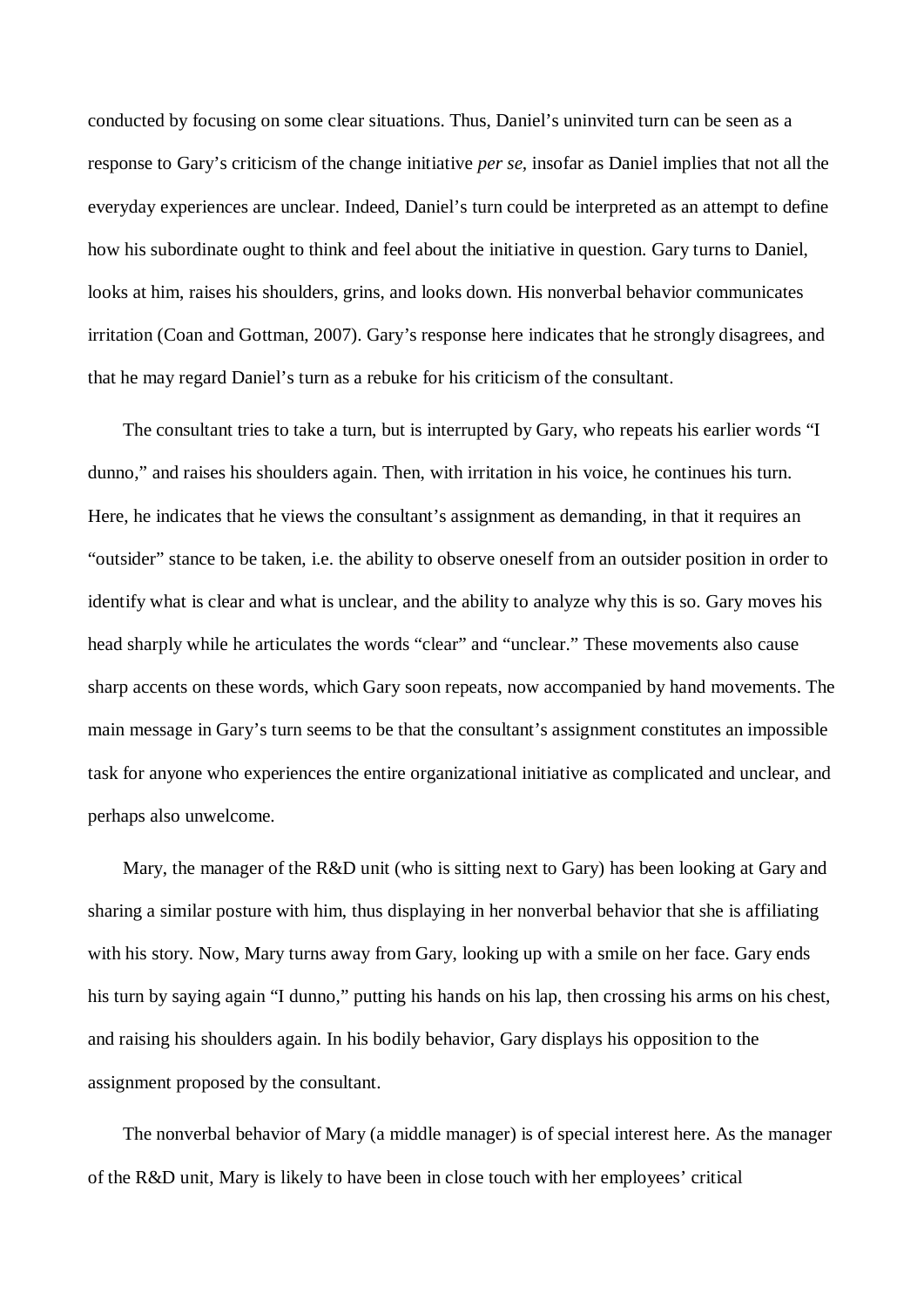conducted by focusing on some clear situations. Thus, Daniel's uninvited turn can be seen as a response to Gary's criticism of the change initiative *per se*, insofar as Daniel implies that not all the everyday experiences are unclear. Indeed, Daniel's turn could be interpreted as an attempt to define how his subordinate ought to think and feel about the initiative in question. Gary turns to Daniel, looks at him, raises his shoulders, grins, and looks down. His nonverbal behavior communicates irritation (Coan and Gottman, 2007). Gary's response here indicates that he strongly disagrees, and that he may regard Daniel's turn as a rebuke for his criticism of the consultant.

The consultant tries to take a turn, but is interrupted by Gary, who repeats his earlier words "I dunno," and raises his shoulders again. Then, with irritation in his voice, he continues his turn. Here, he indicates that he views the consultant's assignment as demanding, in that it requires an "outsider" stance to be taken, i.e. the ability to observe oneself from an outsider position in order to identify what is clear and what is unclear, and the ability to analyze why this is so. Gary moves his head sharply while he articulates the words "clear" and "unclear." These movements also cause sharp accents on these words, which Gary soon repeats, now accompanied by hand movements. The main message in Gary's turn seems to be that the consultant's assignment constitutes an impossible task for anyone who experiences the entire organizational initiative as complicated and unclear, and perhaps also unwelcome.

Mary, the manager of the R&D unit (who is sitting next to Gary) has been looking at Gary and sharing a similar posture with him, thus displaying in her nonverbal behavior that she is affiliating with his story. Now, Mary turns away from Gary, looking up with a smile on her face. Gary ends his turn by saying again "I dunno," putting his hands on his lap, then crossing his arms on his chest, and raising his shoulders again. In his bodily behavior, Gary displays his opposition to the assignment proposed by the consultant.

The nonverbal behavior of Mary (a middle manager) is of special interest here. As the manager of the R&D unit, Mary is likely to have been in close touch with her employees' critical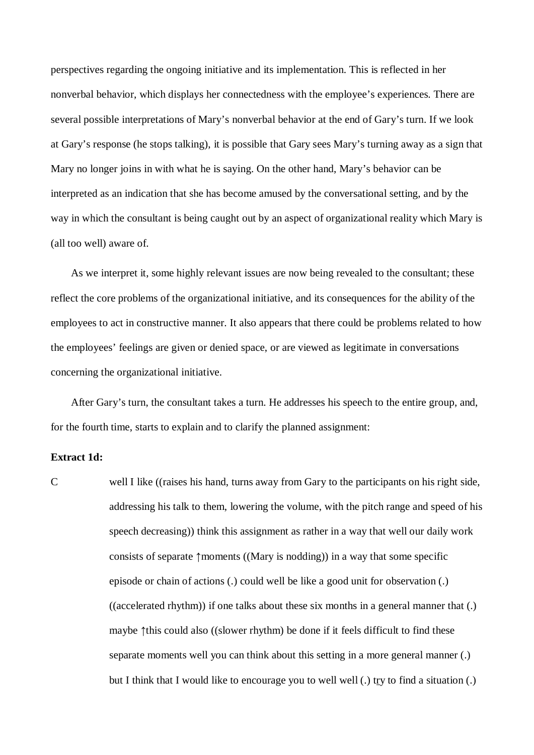perspectives regarding the ongoing initiative and its implementation. This is reflected in her nonverbal behavior, which displays her connectedness with the employee's experiences. There are several possible interpretations of Mary's nonverbal behavior at the end of Gary's turn. If we look at Gary's response (he stops talking), it is possible that Gary sees Mary's turning away as a sign that Mary no longer joins in with what he is saying. On the other hand, Mary's behavior can be interpreted as an indication that she has become amused by the conversational setting, and by the way in which the consultant is being caught out by an aspect of organizational reality which Mary is (all too well) aware of.

As we interpret it, some highly relevant issues are now being revealed to the consultant; these reflect the core problems of the organizational initiative, and its consequences for the ability of the employees to act in constructive manner. It also appears that there could be problems related to how the employees' feelings are given or denied space, or are viewed as legitimate in conversations concerning the organizational initiative.

After Gary's turn, the consultant takes a turn. He addresses his speech to the entire group, and, for the fourth time, starts to explain and to clarify the planned assignment:

**Extract 1d:**

C well I like ((raises his hand, turns away from Gary to the participants on his right side, addressing his talk to them, lowering the volume, with the pitch range and speed of his speech decreasing)) think this assignment as rather in a way that well our daily work consists of separate ↑moments ((Mary is nodding)) in a way that some specific episode or chain of actions (.) could well be like a good unit for observation (.) ((accelerated rhythm)) if one talks about these six months in a general manner that (.) maybe ↑this could also ((slower rhythm) be done if it feels difficult to find these separate moments well you can think about this setting in a more general manner (.) but I think that I would like to encourage you to well well (.) try to find a situation (.)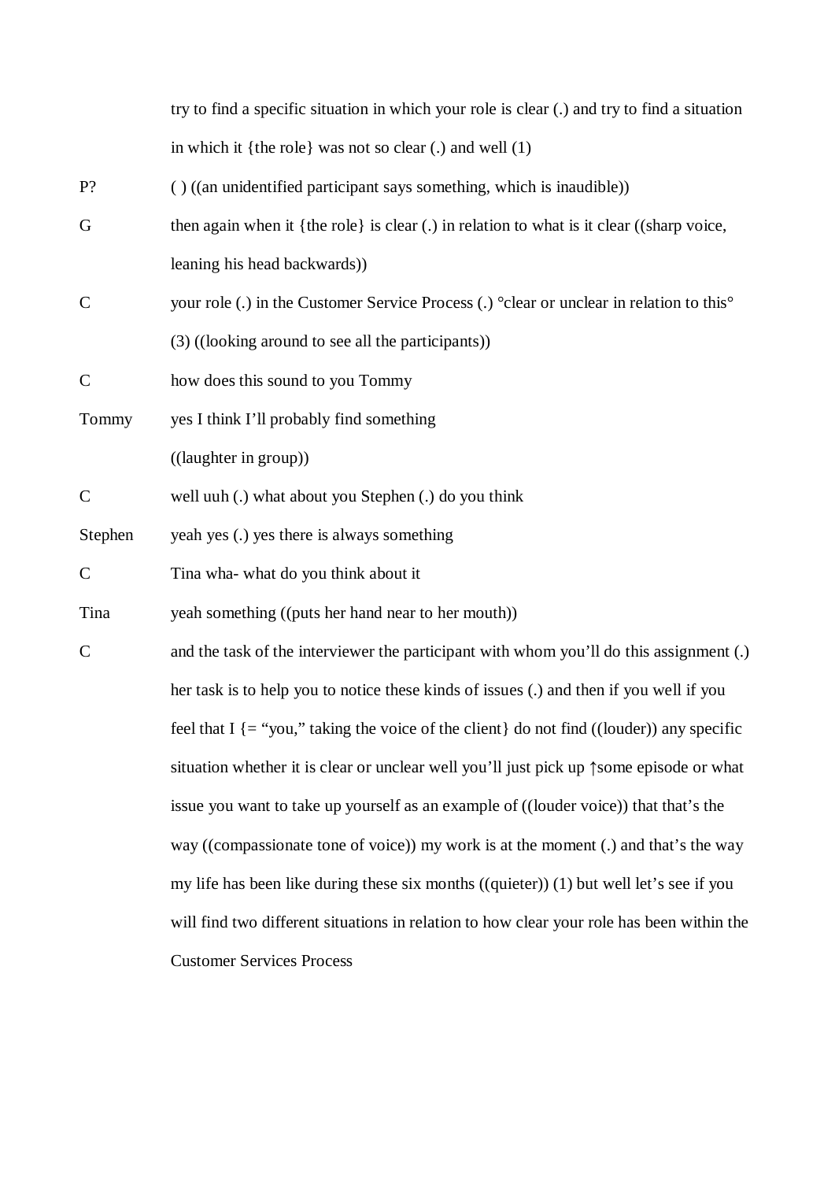try to find a specific situation in which your role is clear (.) and try to find a situation in which it {the role} was not so clear (.) and well (1)

P? ( ) ((an unidentified participant says something, which is inaudible))

G then again when it {the role} is clear (.) in relation to what is it clear ((sharp voice, leaning his head backwards))

C your role (.) in the Customer Service Process (.) °clear or unclear in relation to this° (3) ((looking around to see all the participants))

C how does this sound to you Tommy

Tommy yes I think I'll probably find something

((laughter in group))

C well uuh (.) what about you Stephen (.) do you think

Stephen yeah yes (.) yes there is always something

C Tina wha- what do you think about it

Tina yeah something ((puts her hand near to her mouth))

C and the task of the interviewer the participant with whom you'll do this assignment (.) her task is to help you to notice these kinds of issues (.) and then if you well if you feel that I {= "you," taking the voice of the client} do not find ((louder)) any specific situation whether it is clear or unclear well you'll just pick up ↑some episode or what issue you want to take up yourself as an example of ((louder voice)) that that's the way ((compassionate tone of voice)) my work is at the moment (.) and that's the way my life has been like during these six months ((quieter)) (1) but well let's see if you will find two different situations in relation to how clear your role has been within the Customer Services Process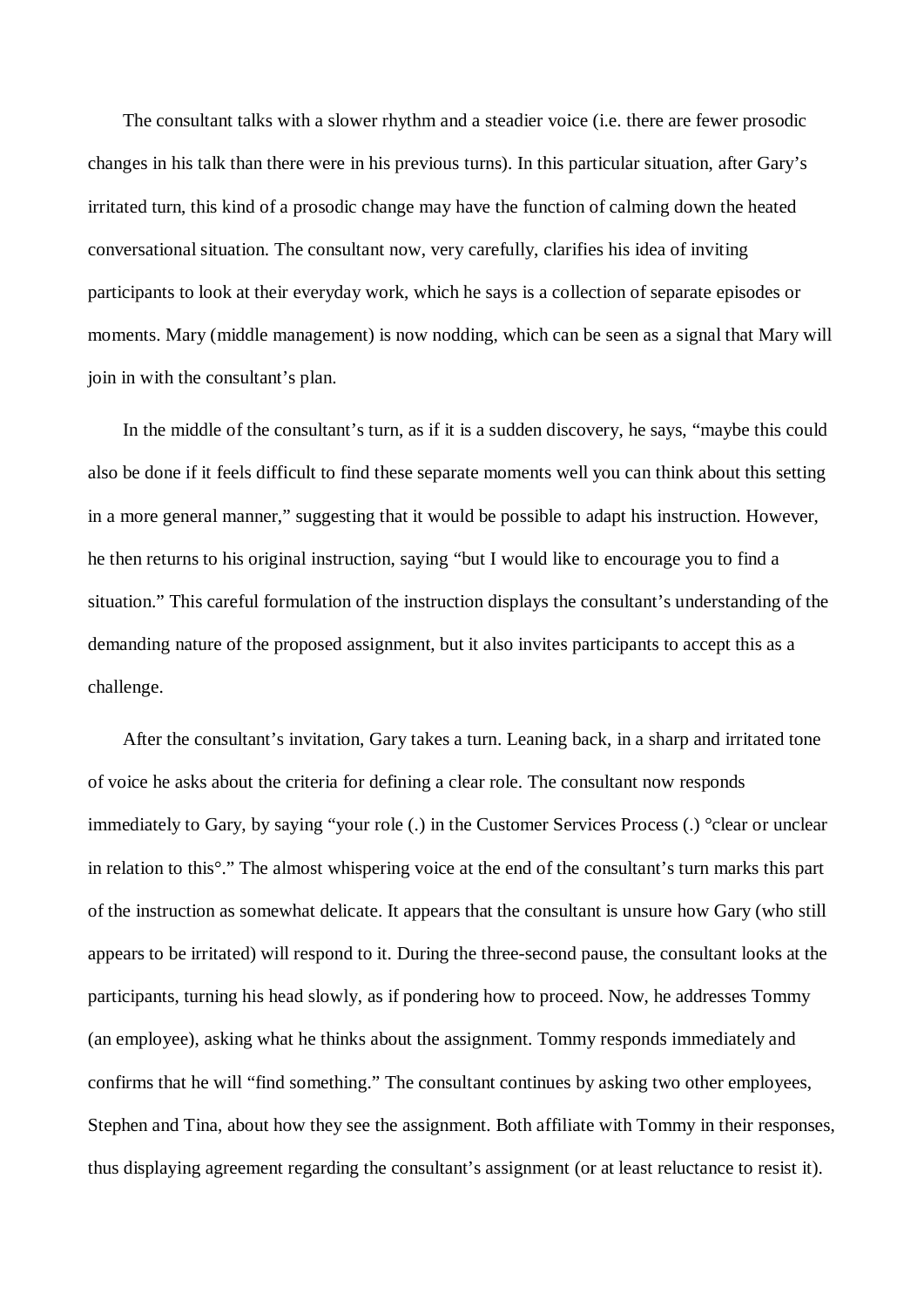The consultant talks with a slower rhythm and a steadier voice (i.e. there are fewer prosodic changes in his talk than there were in his previous turns). In this particular situation, after Gary's irritated turn, this kind of a prosodic change may have the function of calming down the heated conversational situation. The consultant now, very carefully, clarifies his idea of inviting participants to look at their everyday work, which he says is a collection of separate episodes or moments. Mary (middle management) is now nodding, which can be seen as a signal that Mary will join in with the consultant's plan.

In the middle of the consultant's turn, as if it is a sudden discovery, he says, "maybe this could also be done if it feels difficult to find these separate moments well you can think about this setting in a more general manner," suggesting that it would be possible to adapt his instruction. However, he then returns to his original instruction, saying "but I would like to encourage you to find a situation." This careful formulation of the instruction displays the consultant's understanding of the demanding nature of the proposed assignment, but it also invites participants to accept this as a challenge.

After the consultant's invitation, Gary takes a turn. Leaning back, in a sharp and irritated tone of voice he asks about the criteria for defining a clear role. The consultant now responds immediately to Gary, by saying "your role (.) in the Customer Services Process (.) °clear or unclear in relation to this°." The almost whispering voice at the end of the consultant's turn marks this part of the instruction as somewhat delicate. It appears that the consultant is unsure how Gary (who still appears to be irritated) will respond to it. During the three-second pause, the consultant looks at the participants, turning his head slowly, as if pondering how to proceed. Now, he addresses Tommy (an employee), asking what he thinks about the assignment. Tommy responds immediately and confirms that he will "find something." The consultant continues by asking two other employees, Stephen and Tina, about how they see the assignment. Both affiliate with Tommy in their responses, thus displaying agreement regarding the consultant's assignment (or at least reluctance to resist it).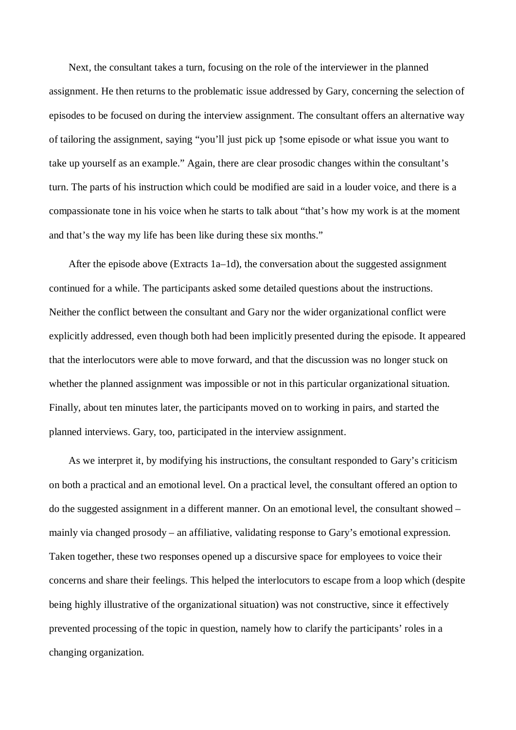Next, the consultant takes a turn, focusing on the role of the interviewer in the planned assignment. He then returns to the problematic issue addressed by Gary, concerning the selection of episodes to be focused on during the interview assignment. The consultant offers an alternative way of tailoring the assignment, saying "you'll just pick up ↑some episode or what issue you want to take up yourself as an example." Again, there are clear prosodic changes within the consultant's turn. The parts of his instruction which could be modified are said in a louder voice, and there is a compassionate tone in his voice when he starts to talk about "that's how my work is at the moment and that's the way my life has been like during these six months."

After the episode above (Extracts 1a–1d), the conversation about the suggested assignment continued for a while. The participants asked some detailed questions about the instructions. Neither the conflict between the consultant and Gary nor the wider organizational conflict were explicitly addressed, even though both had been implicitly presented during the episode. It appeared that the interlocutors were able to move forward, and that the discussion was no longer stuck on whether the planned assignment was impossible or not in this particular organizational situation. Finally, about ten minutes later, the participants moved on to working in pairs, and started the planned interviews. Gary, too, participated in the interview assignment.

As we interpret it, by modifying his instructions, the consultant responded to Gary's criticism on both a practical and an emotional level. On a practical level, the consultant offered an option to do the suggested assignment in a different manner. On an emotional level, the consultant showed – mainly via changed prosody – an affiliative, validating response to Gary's emotional expression. Taken together, these two responses opened up a discursive space for employees to voice their concerns and share their feelings. This helped the interlocutors to escape from a loop which (despite being highly illustrative of the organizational situation) was not constructive, since it effectively prevented processing of the topic in question, namely how to clarify the participants' roles in a changing organization.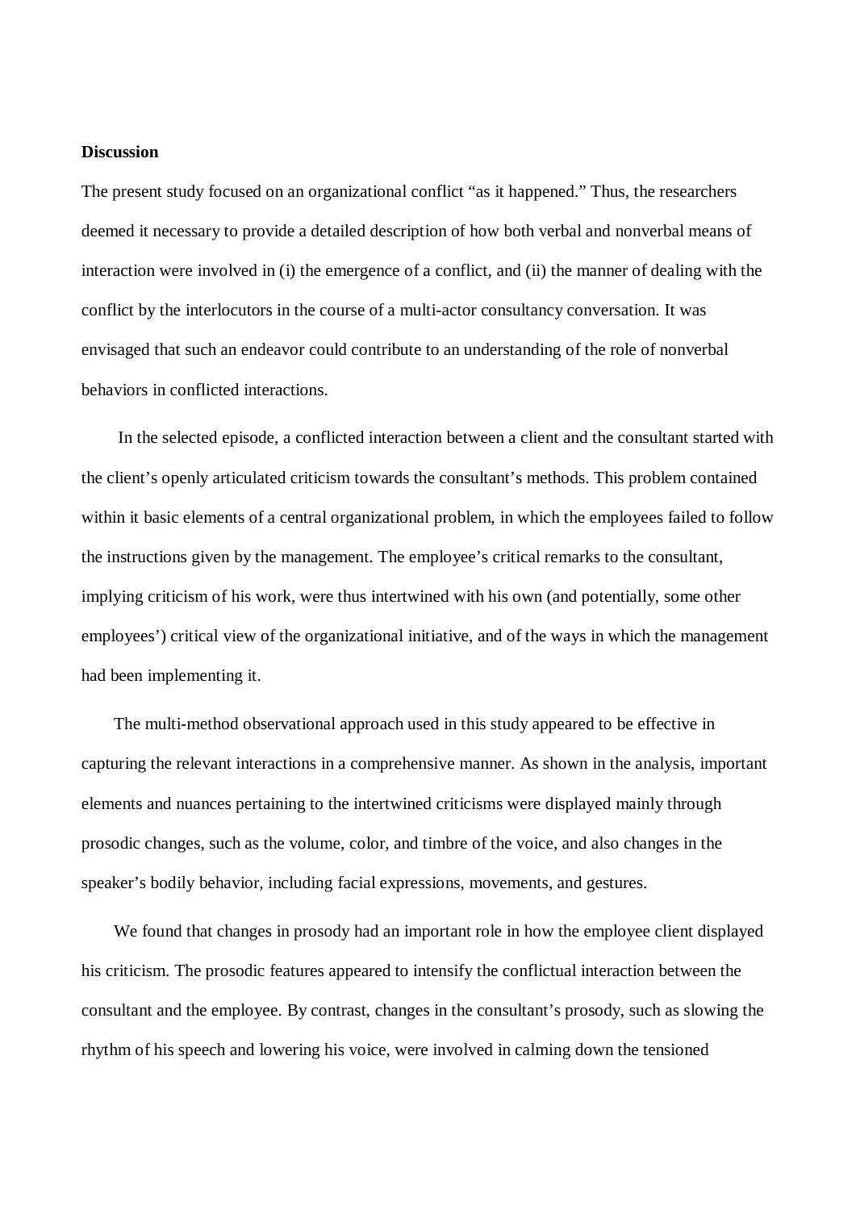**Discussion**

The present study focused on an organizational conflict "as it happened." Thus, the researchers deemed it necessary to provide a detailed description of how both verbal and nonverbal means of interaction were involved in (i) the emergence of a conflict, and (ii) the manner of dealing with the conflict by the interlocutors in the course of a multi-actor consultancy conversation. It was envisaged that such an endeavor could contribute to an understanding of the role of nonverbal behaviors in conflicted interactions.

In the selected episode, a conflicted interaction between a client and the consultant started with the client's openly articulated criticism towards the consultant's methods. This problem contained within it basic elements of a central organizational problem, in which the employees failed to follow the instructions given by the management. The employee's critical remarks to the consultant, implying criticism of his work, were thus intertwined with his own (and potentially, some other employees') critical view of the organizational initiative, and of the ways in which the management had been implementing it.

The multi-method observational approach used in this study appeared to be effective in capturing the relevant interactions in a comprehensive manner. As shown in the analysis, important elements and nuances pertaining to the intertwined criticisms were displayed mainly through prosodic changes, such as the volume, color, and timbre of the voice, and also changes in the speaker's bodily behavior, including facial expressions, movements, and gestures.

We found that changes in prosody had an important role in how the employee client displayed his criticism. The prosodic features appeared to intensify the conflictual interaction between the consultant and the employee. By contrast, changes in the consultant's prosody, such as slowing the rhythm of his speech and lowering his voice, were involved in calming down the tensioned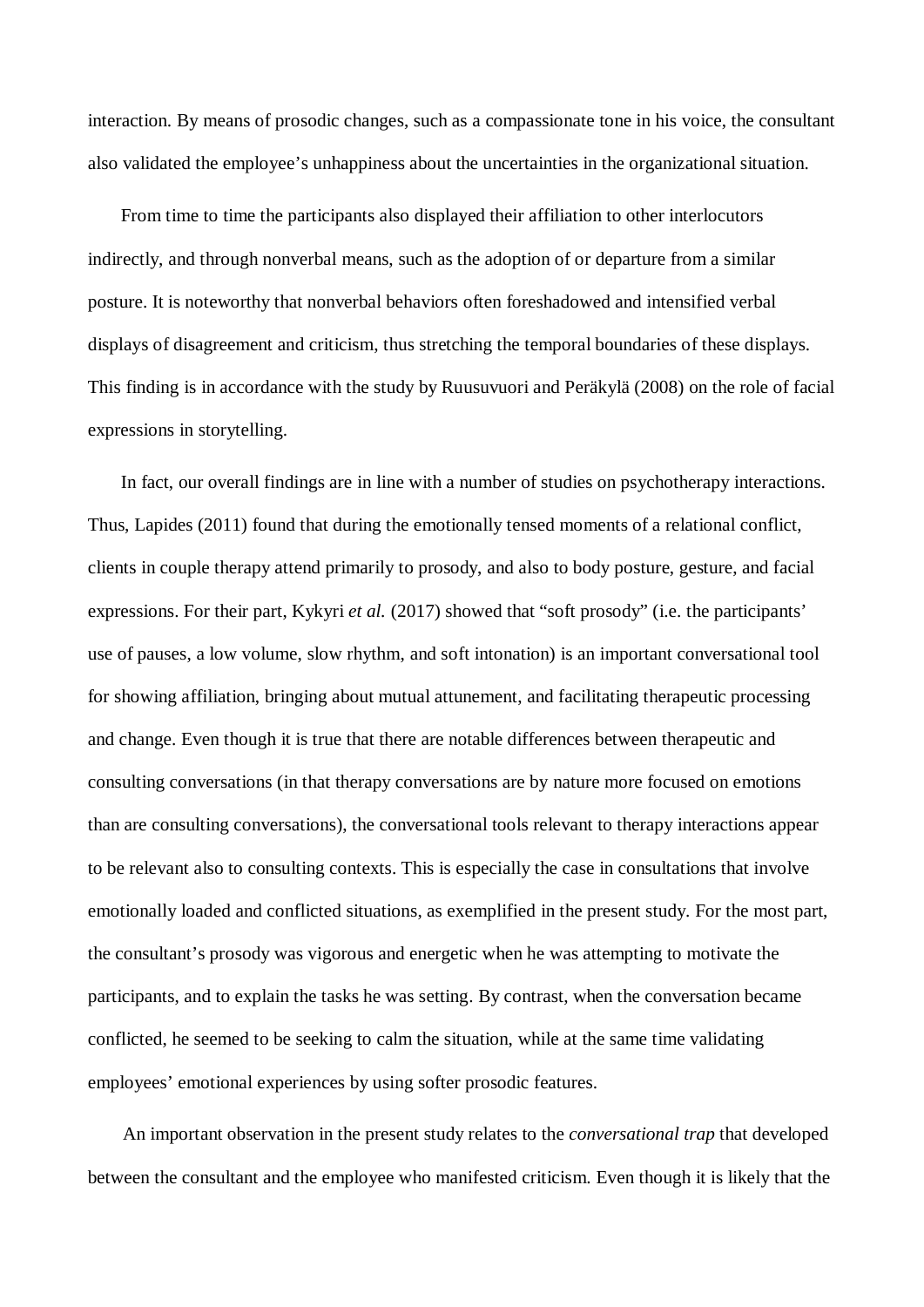interaction. By means of prosodic changes, such as a compassionate tone in his voice, the consultant also validated the employee's unhappiness about the uncertainties in the organizational situation.

From time to time the participants also displayed their affiliation to other interlocutors indirectly, and through nonverbal means, such as the adoption of or departure from a similar posture. It is noteworthy that nonverbal behaviors often foreshadowed and intensified verbal displays of disagreement and criticism, thus stretching the temporal boundaries of these displays. This finding is in accordance with the study by Ruusuvuori and Peräkylä (2008) on the role of facial expressions in storytelling.

In fact, our overall findings are in line with a number of studies on psychotherapy interactions. Thus, Lapides (2011) found that during the emotionally tensed moments of a relational conflict, clients in couple therapy attend primarily to prosody, and also to body posture, gesture, and facial expressions. For their part, Kykyri *et al.* (2017) showed that "soft prosody" (i.e. the participants' use of pauses, a low volume, slow rhythm, and soft intonation) is an important conversational tool for showing affiliation, bringing about mutual attunement, and facilitating therapeutic processing and change. Even though it is true that there are notable differences between therapeutic and consulting conversations (in that therapy conversations are by nature more focused on emotions than are consulting conversations), the conversational tools relevant to therapy interactions appear to be relevant also to consulting contexts. This is especially the case in consultations that involve emotionally loaded and conflicted situations, as exemplified in the present study. For the most part, the consultant's prosody was vigorous and energetic when he was attempting to motivate the participants, and to explain the tasks he was setting. By contrast, when the conversation became conflicted, he seemed to be seeking to calm the situation, while at the same time validating employees' emotional experiences by using softer prosodic features.

An important observation in the present study relates to the *conversational trap* that developed between the consultant and the employee who manifested criticism. Even though it is likely that the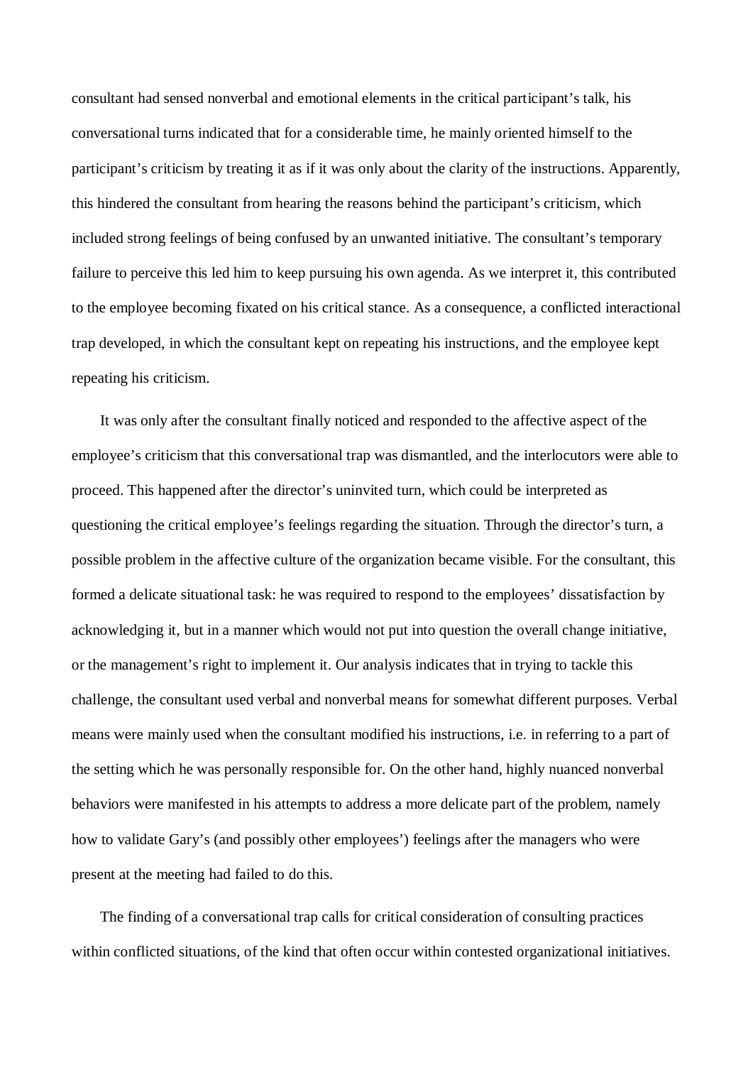consultant had sensed nonverbal and emotional elements in the critical participant's talk, his conversational turns indicated that for a considerable time, he mainly oriented himself to the participant's criticism by treating it as if it was only about the clarity of the instructions. Apparently, this hindered the consultant from hearing the reasons behind the participant's criticism, which included strong feelings of being confused by an unwanted initiative. The consultant's temporary failure to perceive this led him to keep pursuing his own agenda. As we interpret it, this contributed to the employee becoming fixated on his critical stance. As a consequence, a conflicted interactional trap developed, in which the consultant kept on repeating his instructions, and the employee kept repeating his criticism.

It was only after the consultant finally noticed and responded to the affective aspect of the employee's criticism that this conversational trap was dismantled, and the interlocutors were able to proceed. This happened after the director's uninvited turn, which could be interpreted as questioning the critical employee's feelings regarding the situation. Through the director's turn, a possible problem in the affective culture of the organization became visible. For the consultant, this formed a delicate situational task: he was required to respond to the employees' dissatisfaction by acknowledging it, but in a manner which would not put into question the overall change initiative, or the management's right to implement it. Our analysis indicates that in trying to tackle this challenge, the consultant used verbal and nonverbal means for somewhat different purposes. Verbal means were mainly used when the consultant modified his instructions, i.e. in referring to a part of the setting which he was personally responsible for. On the other hand, highly nuanced nonverbal behaviors were manifested in his attempts to address a more delicate part of the problem, namely how to validate Gary's (and possibly other employees') feelings after the managers who were present at the meeting had failed to do this.

The finding of a conversational trap calls for critical consideration of consulting practices within conflicted situations, of the kind that often occur within contested organizational initiatives.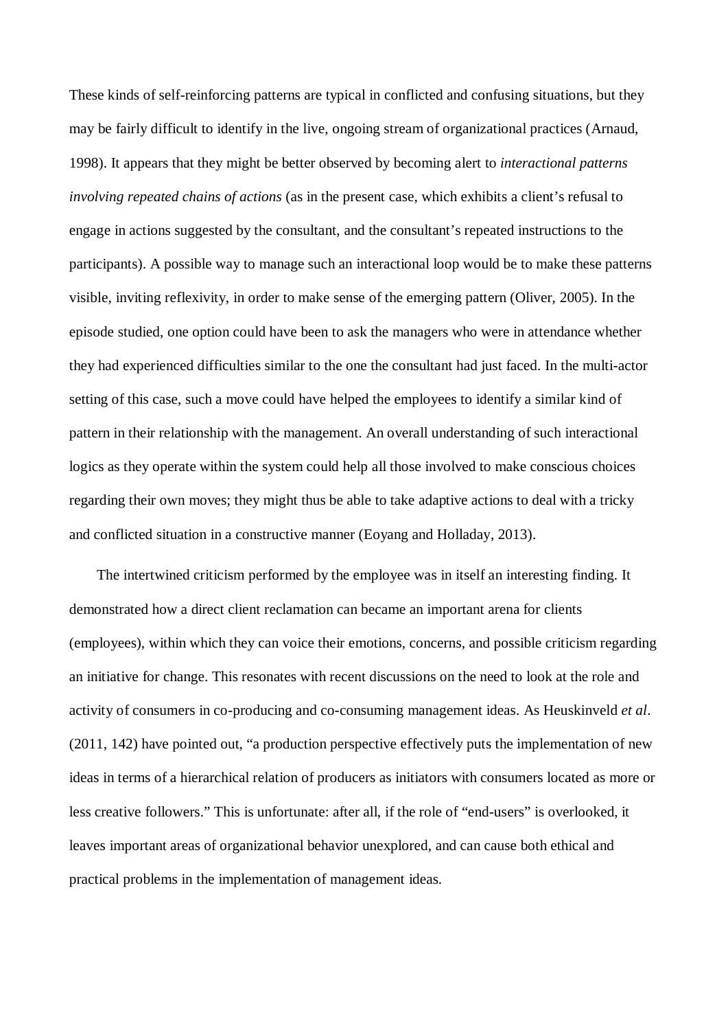These kinds of self-reinforcing patterns are typical in conflicted and confusing situations, but they may be fairly difficult to identify in the live, ongoing stream of organizational practices (Arnaud, 1998). It appears that they might be better observed by becoming alert to *interactional patterns involving repeated chains of actions* (as in the present case, which exhibits a client's refusal to engage in actions suggested by the consultant, and the consultant's repeated instructions to the participants). A possible way to manage such an interactional loop would be to make these patterns visible, inviting reflexivity, in order to make sense of the emerging pattern (Oliver, 2005). In the episode studied, one option could have been to ask the managers who were in attendance whether they had experienced difficulties similar to the one the consultant had just faced. In the multi-actor setting of this case, such a move could have helped the employees to identify a similar kind of pattern in their relationship with the management. An overall understanding of such interactional logics as they operate within the system could help all those involved to make conscious choices regarding their own moves; they might thus be able to take adaptive actions to deal with a tricky and conflicted situation in a constructive manner (Eoyang and Holladay, 2013).

The intertwined criticism performed by the employee was in itself an interesting finding. It demonstrated how a direct client reclamation can became an important arena for clients (employees), within which they can voice their emotions, concerns, and possible criticism regarding an initiative for change. This resonates with recent discussions on the need to look at the role and activity of consumers in co-producing and co-consuming management ideas. As Heuskinveld *et al*. (2011, 142) have pointed out, "a production perspective effectively puts the implementation of new ideas in terms of a hierarchical relation of producers as initiators with consumers located as more or less creative followers." This is unfortunate: after all, if the role of "end-users" is overlooked, it leaves important areas of organizational behavior unexplored, and can cause both ethical and practical problems in the implementation of management ideas.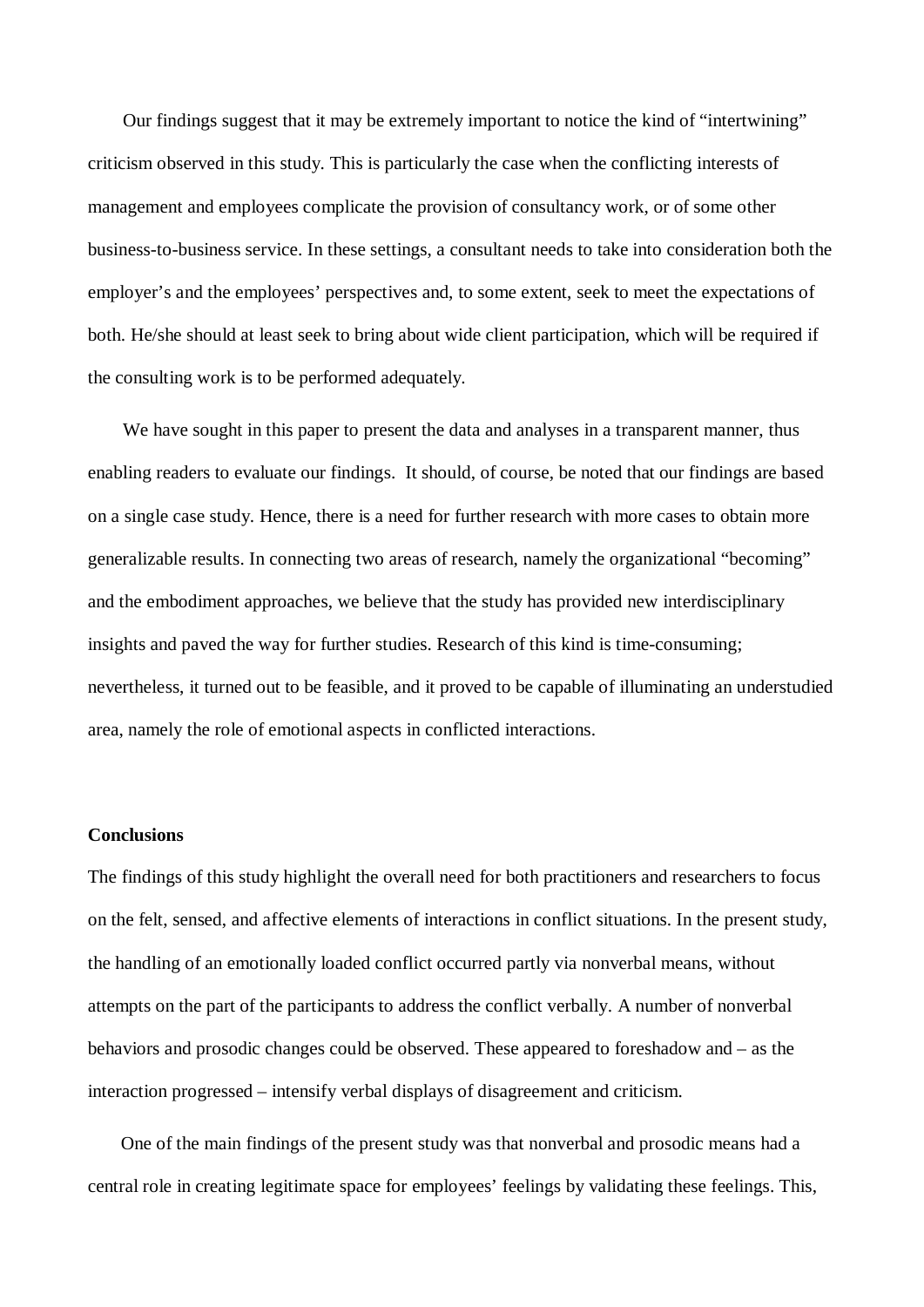Our findings suggest that it may be extremely important to notice the kind of "intertwining" criticism observed in this study. This is particularly the case when the conflicting interests of management and employees complicate the provision of consultancy work, or of some other business-to-business service. In these settings, a consultant needs to take into consideration both the employer's and the employees' perspectives and, to some extent, seek to meet the expectations of both. He/she should at least seek to bring about wide client participation, which will be required if the consulting work is to be performed adequately.

We have sought in this paper to present the data and analyses in a transparent manner, thus enabling readers to evaluate our findings. It should, of course, be noted that our findings are based on a single case study. Hence, there is a need for further research with more cases to obtain more generalizable results. In connecting two areas of research, namely the organizational "becoming" and the embodiment approaches, we believe that the study has provided new interdisciplinary insights and paved the way for further studies. Research of this kind is time-consuming; nevertheless, it turned out to be feasible, and it proved to be capable of illuminating an understudied area, namely the role of emotional aspects in conflicted interactions.

**Conclusions**

The findings of this study highlight the overall need for both practitioners and researchers to focus on the felt, sensed, and affective elements of interactions in conflict situations. In the present study, the handling of an emotionally loaded conflict occurred partly via nonverbal means, without attempts on the part of the participants to address the conflict verbally. A number of nonverbal behaviors and prosodic changes could be observed. These appeared to foreshadow and – as the interaction progressed – intensify verbal displays of disagreement and criticism.

One of the main findings of the present study was that nonverbal and prosodic means had a central role in creating legitimate space for employees' feelings by validating these feelings. This,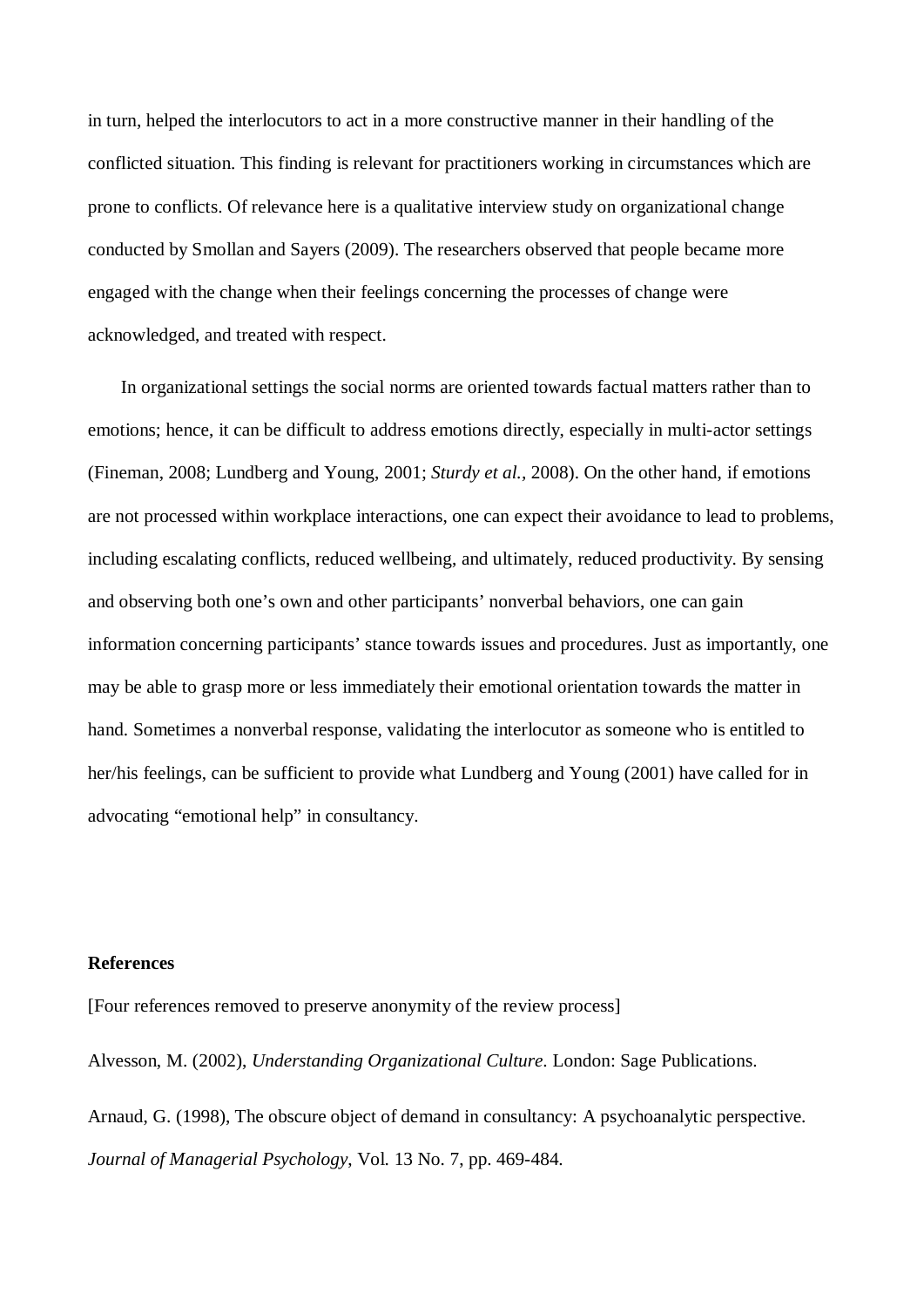in turn, helped the interlocutors to act in a more constructive manner in their handling of the conflicted situation. This finding is relevant for practitioners working in circumstances which are prone to conflicts. Of relevance here is a qualitative interview study on organizational change conducted by Smollan and Sayers (2009). The researchers observed that people became more engaged with the change when their feelings concerning the processes of change were acknowledged, and treated with respect.

In organizational settings the social norms are oriented towards factual matters rather than to emotions; hence, it can be difficult to address emotions directly, especially in multi-actor settings (Fineman, 2008; Lundberg and Young, 2001; *Sturdy et al.*, 2008). On the other hand, if emotions are not processed within workplace interactions, one can expect their avoidance to lead to problems, including escalating conflicts, reduced wellbeing, and ultimately, reduced productivity. By sensing and observing both one's own and other participants' nonverbal behaviors, one can gain information concerning participants' stance towards issues and procedures. Just as importantly, one may be able to grasp more or less immediately their emotional orientation towards the matter in hand. Sometimes a nonverbal response, validating the interlocutor as someone who is entitled to her/his feelings, can be sufficient to provide what Lundberg and Young (2001) have called for in advocating "emotional help" in consultancy.

**References**

[Four references removed to preserve anonymity of the review process]

Alvesson, M. (2002), *Understanding Organizational Culture*. London: Sage Publications.

Arnaud, G. (1998), The obscure object of demand in consultancy: A psychoanalytic perspective. *Journal of Managerial Psychology*, Vol. 13 No. 7, pp. 469-484.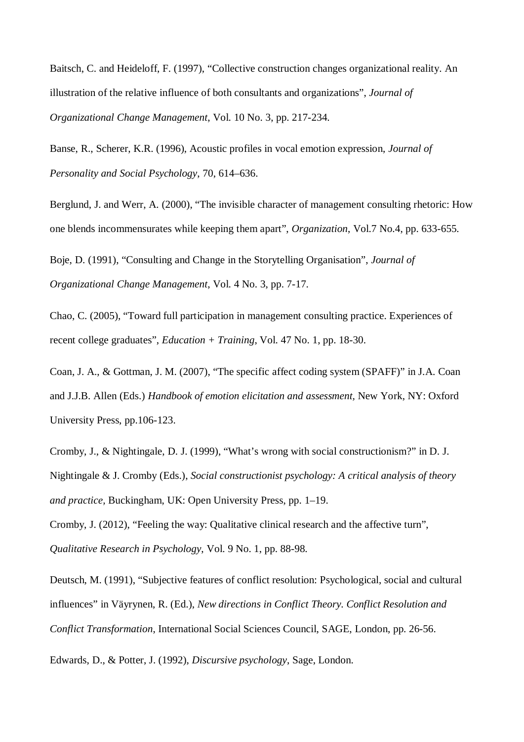Baitsch, C. and Heideloff, F. (1997), "Collective construction changes organizational reality. An illustration of the relative influence of both consultants and organizations", *Journal of Organizational Change Management*, Vol. 10 No. 3, pp. 217-234.

Banse, R., Scherer, K.R. (1996), Acoustic profiles in vocal emotion expression, *Journal of Personality and Social Psychology*, 70, 614–636.

Berglund, J. and Werr, A. (2000), "The invisible character of management consulting rhetoric: How one blends incommensurates while keeping them apart", *Organization*, Vol.7 No.4, pp. 633-655.

Boje, D. (1991), "Consulting and Change in the Storytelling Organisation", *Journal of Organizational Change Management*, Vol. 4 No. 3, pp. 7-17.

Chao, C. (2005), "Toward full participation in management consulting practice. Experiences of recent college graduates", *Education + Training*, Vol. 47 No. 1, pp. 18-30.

Coan, J. A., & Gottman, J. M. (2007), "The specific affect coding system (SPAFF)" in J.A. Coan and J.J.B. Allen (Eds.) *Handbook of emotion elicitation and assessment*, New York, NY: Oxford University Press, pp.106-123.

Cromby, J., & Nightingale, D. J. (1999), "What's wrong with social constructionism?" in D. J. Nightingale & J. Cromby (Eds.), *Social constructionist psychology: A critical analysis of theory and practice*, Buckingham, UK: Open University Press, pp. 1–19.

Cromby, J. (2012), "Feeling the way: Qualitative clinical research and the affective turn", *Qualitative Research in Psychology*, Vol. 9 No. 1, pp. 88-98.

Deutsch, M. (1991), "Subjective features of conflict resolution: Psychological, social and cultural influences" in Väyrynen, R. (Ed.), *New directions in Conflict Theory. Conflict Resolution and Conflict Transformation*, International Social Sciences Council, SAGE, London, pp. 26-56.

Edwards, D., & Potter, J. (1992), *Discursive psychology*, Sage, London.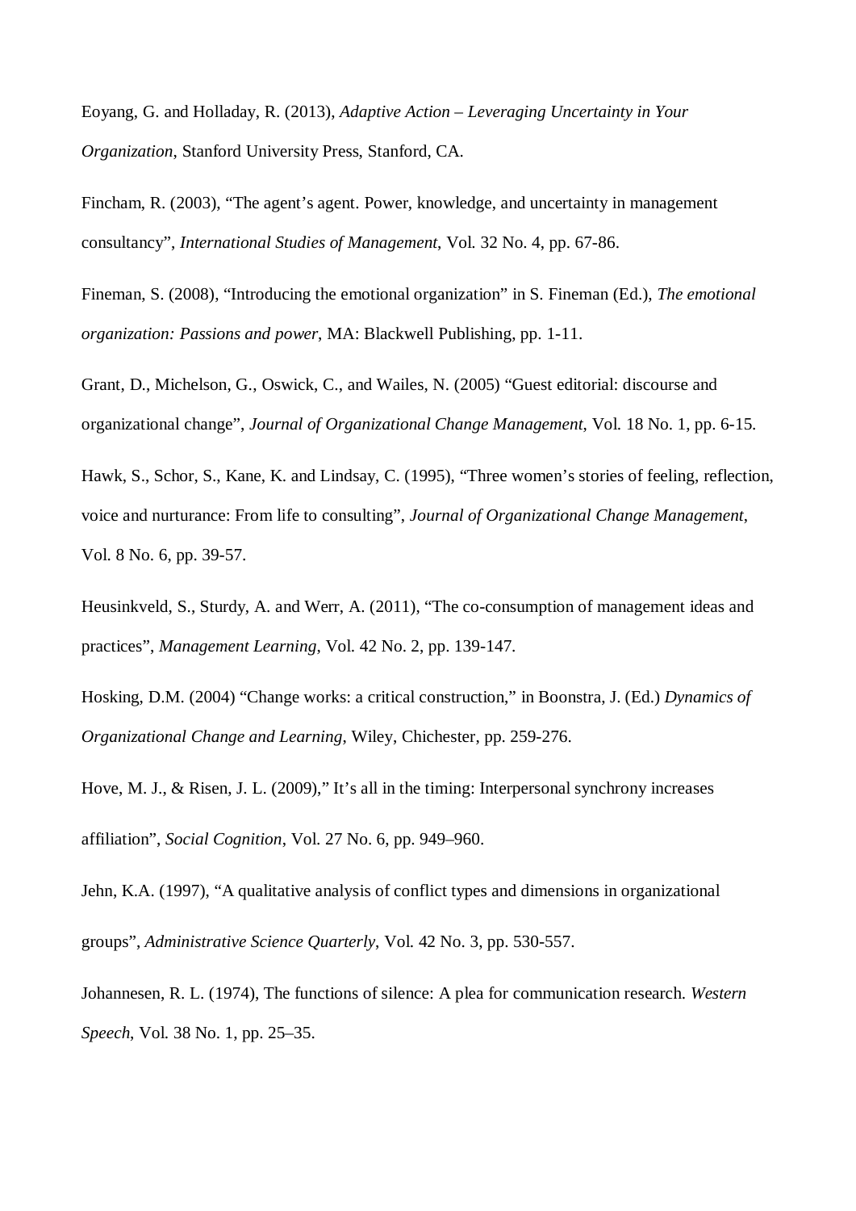Eoyang, G. and Holladay, R. (2013), *Adaptive Action – Leveraging Uncertainty in Your Organization*, Stanford University Press, Stanford, CA.

Fincham, R. (2003), "The agent's agent. Power, knowledge, and uncertainty in management consultancy", *International Studies of Management*, Vol. 32 No. 4, pp. 67-86.

Fineman, S. (2008), "Introducing the emotional organization" in S. Fineman (Ed.), *The emotional organization: Passions and power*, MA: Blackwell Publishing, pp. 1-11.

Grant, D., Michelson, G., Oswick, C., and Wailes, N. (2005) "Guest editorial: discourse and organizational change", *Journal of Organizational Change Management*, Vol. 18 No. 1, pp. 6-15.

Hawk, S., Schor, S., Kane, K. and Lindsay, C. (1995), "Three women's stories of feeling, reflection, voice and nurturance: From life to consulting", *Journal of Organizational Change Management*, Vol. 8 No. 6, pp. 39-57.

Heusinkveld, S., Sturdy, A. and Werr, A. (2011), "The co-consumption of management ideas and practices", *Management Learning*, Vol. 42 No. 2, pp. 139-147.

Hosking, D.M. (2004) "Change works: a critical construction," in Boonstra, J. (Ed.) *Dynamics of Organizational Change and Learning*, Wiley, Chichester, pp. 259-276.

Hove, M. J., & Risen, J. L. (2009)," It's all in the timing: Interpersonal synchrony increases affiliation", *Social Cognition*, Vol. 27 No. 6, pp. 949–960.

Jehn, K.A. (1997), "A qualitative analysis of conflict types and dimensions in organizational groups", *Administrative Science Quarterly*, Vol. 42 No. 3, pp. 530-557.

Johannesen, R. L. (1974), The functions of silence: A plea for communication research. *Western Speech*, Vol. 38 No. 1, pp. 25–35.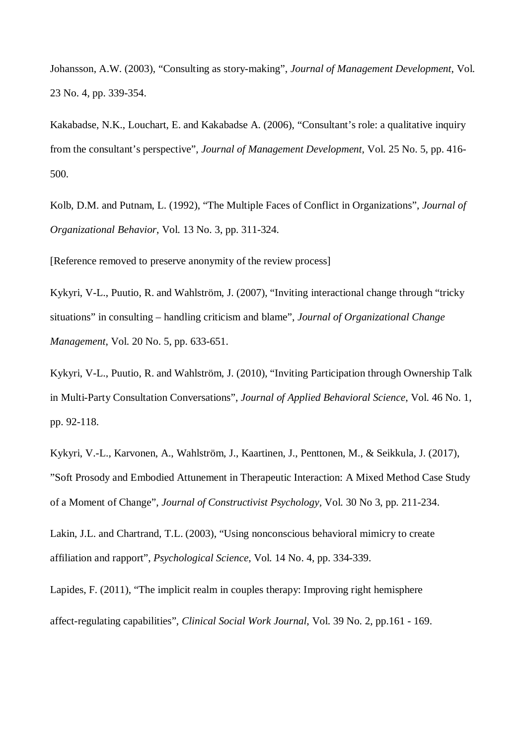Johansson, A.W. (2003), “Consulting as story-making”, *Journal of Management Development*, Vol. 23 No. 4, pp. 339-354.

Kakabadse, N.K., Louchart, E. and Kakabadse A. (2006), “Consultant’s role: a qualitative inquiry from the consultant’s perspective”, *Journal of Management Development*, Vol. 25 No. 5, pp. 416-500.

Kolb, D.M. and Putnam, L. (1992), “The Multiple Faces of Conflict in Organizations”, *Journal of Organizational Behavior*, Vol. 13 No. 3, pp. 311-324.

[Reference removed to preserve anonymity of the review process]

Kykyri, V-L., Puutio, R. and Wahlström, J. (2007), “Inviting interactional change through “tricky situations” in consulting – handling criticism and blame”, *Journal of Organizational Change Management*, Vol. 20 No. 5, pp. 633-651.

Kykyri, V-L., Puutio, R. and Wahlström, J. (2010), “Inviting Participation through Ownership Talk in Multi-Party Consultation Conversations”, *Journal of Applied Behavioral Science*, Vol. 46 No. 1, pp. 92-118.

Kykyri, V.-L., Karvonen, A., Wahlström, J., Kaartinen, J., Penttonen, M., & Seikkula, J. (2017), ”Soft Prosody and Embodied Attunement in Therapeutic Interaction: A Mixed Method Case Study of a Moment of Change”, *Journal of Constructivist Psychology*, Vol. 30 No 3, pp. 211-234.

Lakin, J.L. and Chartrand, T.L. (2003), “Using nonconscious behavioral mimicry to create affiliation and rapport”, *Psychological Science*, Vol. 14 No. 4, pp. 334-339.

Lapides, F. (2011), “The implicit realm in couples therapy: Improving right hemisphere affect-regulating capabilities”, *Clinical Social Work Journal*, Vol. 39 No. 2, pp.161 - 169.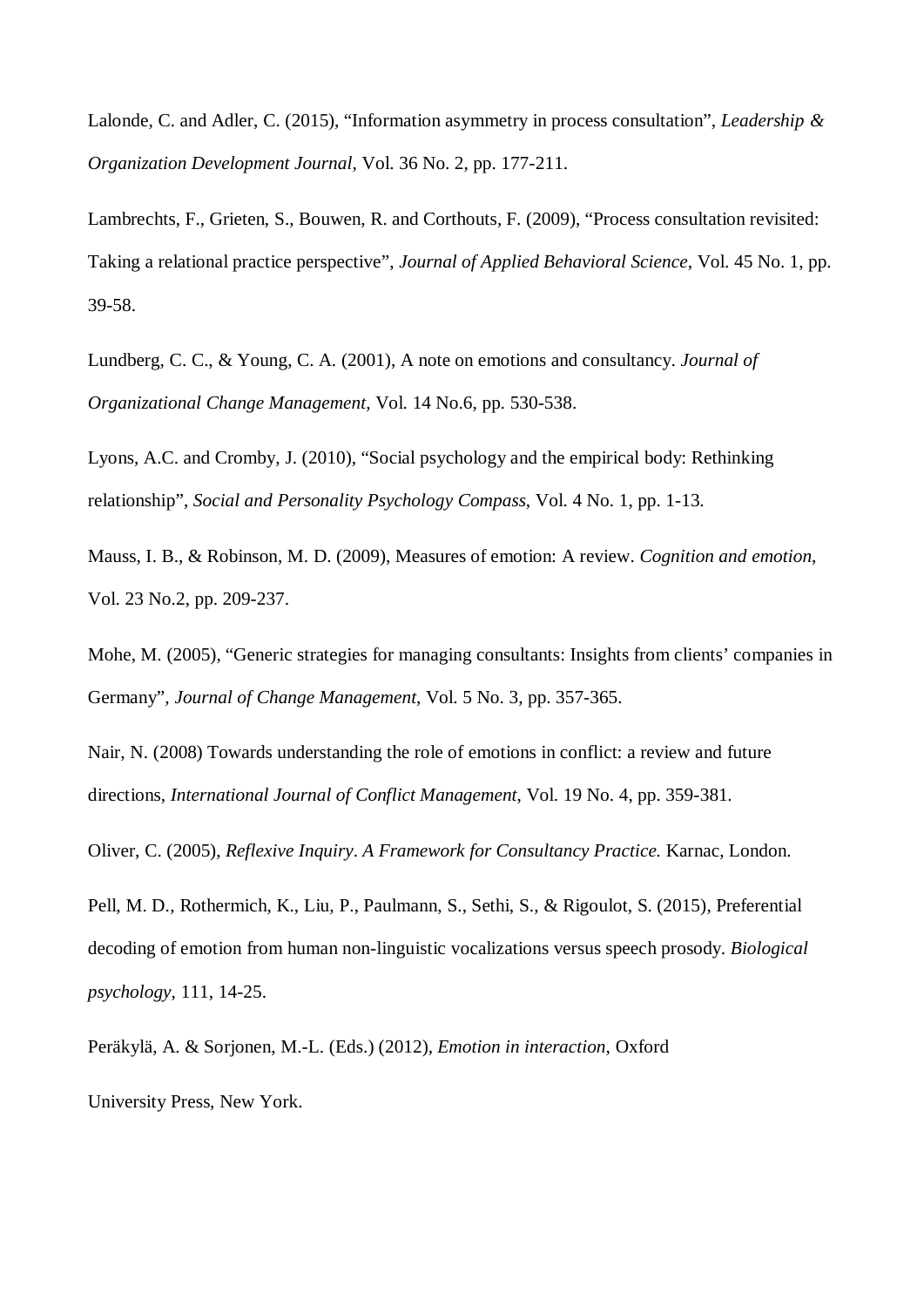Lalonde, C. and Adler, C. (2015), "Information asymmetry in process consultation", *Leadership & Organization Development Journal*, Vol. 36 No. 2, pp. 177-211.

Lambrechts, F., Grieten, S., Bouwen, R. and Corthouts, F. (2009), "Process consultation revisited: Taking a relational practice perspective", *Journal of Applied Behavioral Science*, Vol. 45 No. 1, pp. 39-58.

Lundberg, C. C., & Young, C. A. (2001), A note on emotions and consultancy. *Journal of Organizational Change Management*, Vol. 14 No.6, pp. 530-538.

Lyons, A.C. and Cromby, J. (2010), "Social psychology and the empirical body: Rethinking relationship", *Social and Personality Psychology Compass*, Vol. 4 No. 1, pp. 1-13.

Mauss, I. B., & Robinson, M. D. (2009), Measures of emotion: A review. *Cognition and emotion*, Vol. 23 No.2, pp. 209-237.

Mohe, M. (2005), "Generic strategies for managing consultants: Insights from clients' companies in Germany", *Journal of Change Management*, Vol. 5 No. 3, pp. 357-365.

Nair, N. (2008) Towards understanding the role of emotions in conflict: a review and future directions, *International Journal of Conflict Management*, Vol. 19 No. 4, pp. 359-381.

Oliver, C. (2005), *Reflexive Inquiry*. *A Framework for Consultancy Practice.* Karnac, London.

Pell, M. D., Rothermich, K., Liu, P., Paulmann, S., Sethi, S., & Rigoulot, S. (2015), Preferential decoding of emotion from human non-linguistic vocalizations versus speech prosody. *Biological psychology*, 111, 14-25.

Peräkylä, A. & Sorjonen, M.-L. (Eds.) (2012), *Emotion in interaction*, Oxford

University Press, New York.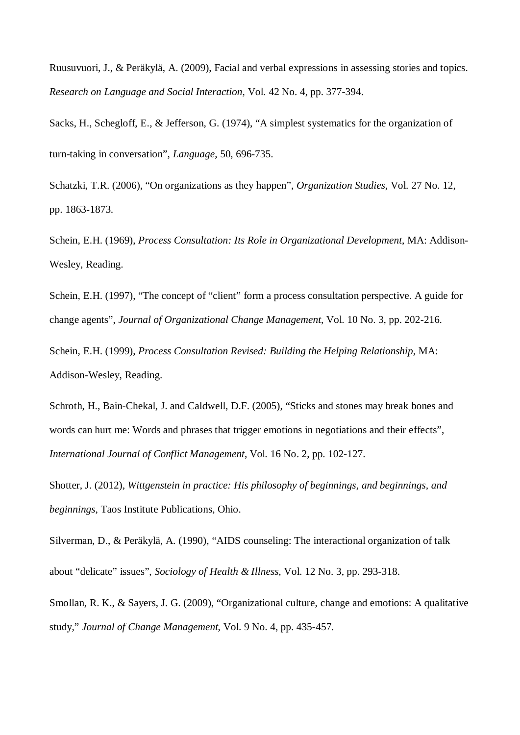Ruusuvuori, J., & Peräkylä, A. (2009), Facial and verbal expressions in assessing stories and topics. *Research on Language and Social Interaction*, Vol. 42 No. 4, pp. 377-394.

Sacks, H., Schegloff, E., & Jefferson, G. (1974), "A simplest systematics for the organization of turn-taking in conversation", *Language*, 50, 696-735.

Schatzki, T.R. (2006), "On organizations as they happen", *Organization Studies*, Vol. 27 No. 12, pp. 1863-1873.

Schein, E.H. (1969), *Process Consultation: Its Role in Organizational Development*, MA: Addison-Wesley, Reading.

Schein, E.H. (1997), "The concept of "client" form a process consultation perspective. A guide for change agents", *Journal of Organizational Change Management*, Vol. 10 No. 3, pp. 202-216.

Schein, E.H. (1999), *Process Consultation Revised: Building the Helping Relationship*, MA: Addison-Wesley, Reading.

Schroth, H., Bain-Chekal, J. and Caldwell, D.F. (2005), "Sticks and stones may break bones and words can hurt me: Words and phrases that trigger emotions in negotiations and their effects", *International Journal of Conflict Management*, Vol. 16 No. 2, pp. 102-127.

Shotter, J. (2012), *Wittgenstein in practice: His philosophy of beginnings, and beginnings, and beginnings*, Taos Institute Publications, Ohio.

Silverman, D., & Peräkylä, A. (1990), "AIDS counseling: The interactional organization of talk about "delicate" issues", *Sociology of Health & Illness*, Vol. 12 No. 3, pp. 293-318.

Smollan, R. K., & Sayers, J. G. (2009), "Organizational culture, change and emotions: A qualitative study," *Journal of Change Management*, Vol. 9 No. 4, pp. 435-457.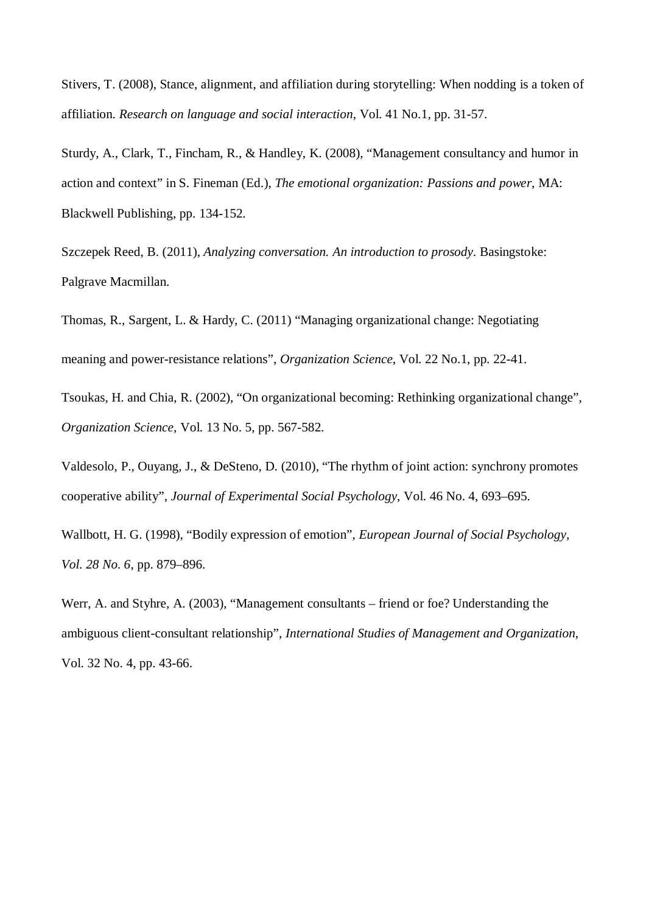Stivers, T. (2008), Stance, alignment, and affiliation during storytelling: When nodding is a token of affiliation. *Research on language and social interaction*, Vol. 41 No.1, pp. 31-57.

Sturdy, A., Clark, T., Fincham, R., & Handley, K. (2008), "Management consultancy and humor in action and context" in S. Fineman (Ed.), *The emotional organization: Passions and power*, MA: Blackwell Publishing, pp. 134-152.

Szczepek Reed, B. (2011), *Analyzing conversation. An introduction to prosody*. Basingstoke: Palgrave Macmillan.

Thomas, R., Sargent, L. & Hardy, C. (2011) "Managing organizational change: Negotiating meaning and power-resistance relations", *Organization Science*, Vol. 22 No.1, pp. 22-41.

Tsoukas, H. and Chia, R. (2002), "On organizational becoming: Rethinking organizational change", *Organization Science*, Vol. 13 No. 5, pp. 567-582.

Valdesolo, P., Ouyang, J., & DeSteno, D. (2010), "The rhythm of joint action: synchrony promotes cooperative ability", *Journal of Experimental Social Psychology*, Vol. 46 No. 4, 693–695.

Wallbott, H. G. (1998), "Bodily expression of emotion", *European Journal of Social Psychology, Vol. 28 No. 6*, pp. 879–896.

Werr, A. and Styhre, A. (2003), "Management consultants – friend or foe? Understanding the ambiguous client-consultant relationship", *International Studies of Management and Organization*, Vol. 32 No. 4, pp. 43-66.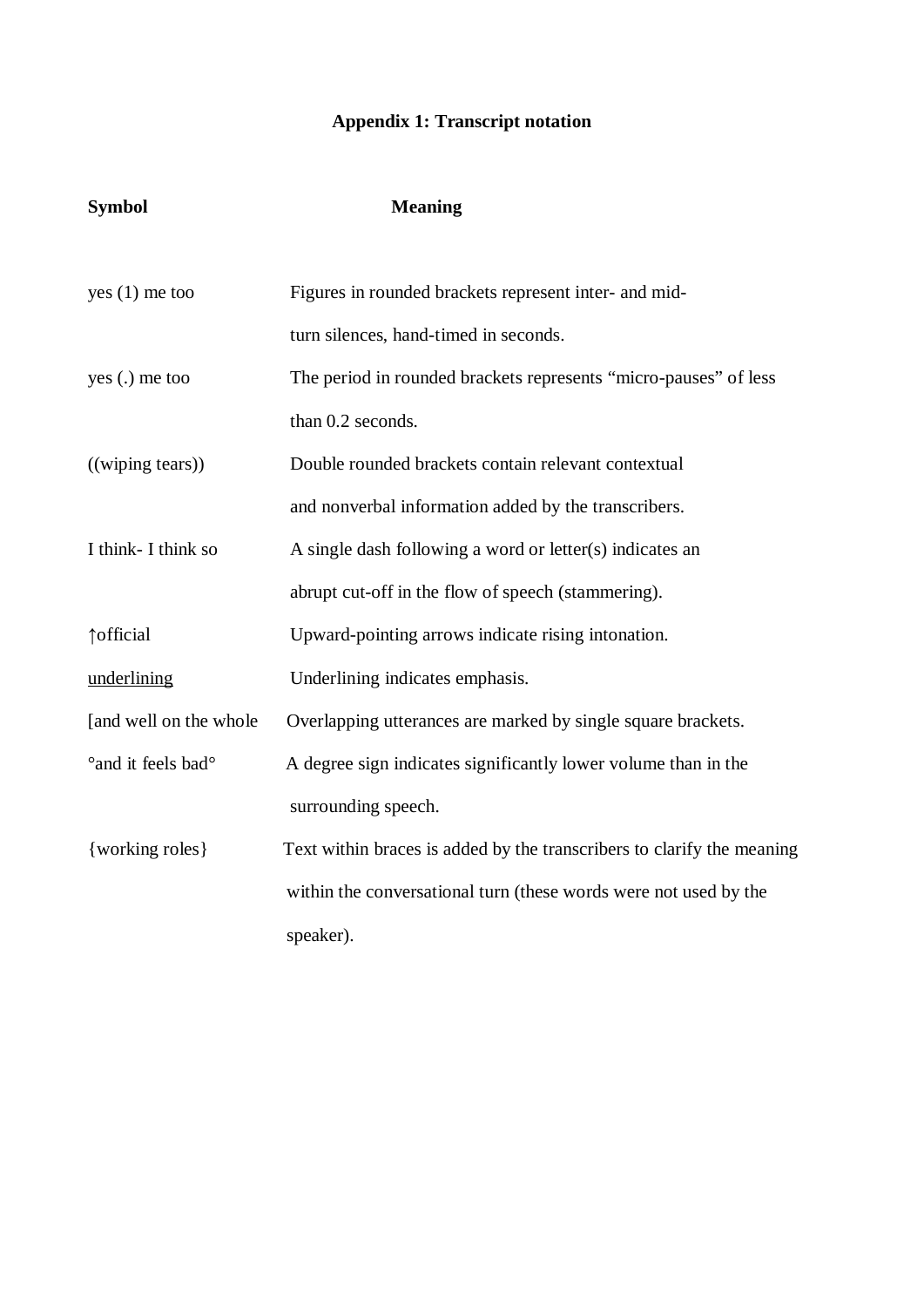## Appendix 1: Transcript notation

| Symbol | Meaning |
| --- | --- |
| yes (1) me too | Figures in rounded brackets represent inter- and mid-turn silences, hand-timed in seconds. |
| yes (.) me too | The period in rounded brackets represents "micro-pauses" of less than 0.2 seconds. |
| ((wiping tears)) | Double rounded brackets contain relevant contextual and nonverbal information added by the transcribers. |
| I think- I think so | A single dash following a word or letter(s) indicates an abrupt cut-off in the flow of speech (stammering). |
| ↑official | Upward-pointing arrows indicate rising intonation. |
| <u>underlining</u> | Underlining indicates emphasis. |
| [and well on the whole | Overlapping utterances are marked by single square brackets. |
| °and it feels bad° | A degree sign indicates significantly lower volume than in the surrounding speech. |
| {working roles} | Text within braces is added by the transcribers to clarify the meaning within the conversational turn (these words were not used by the speaker). |